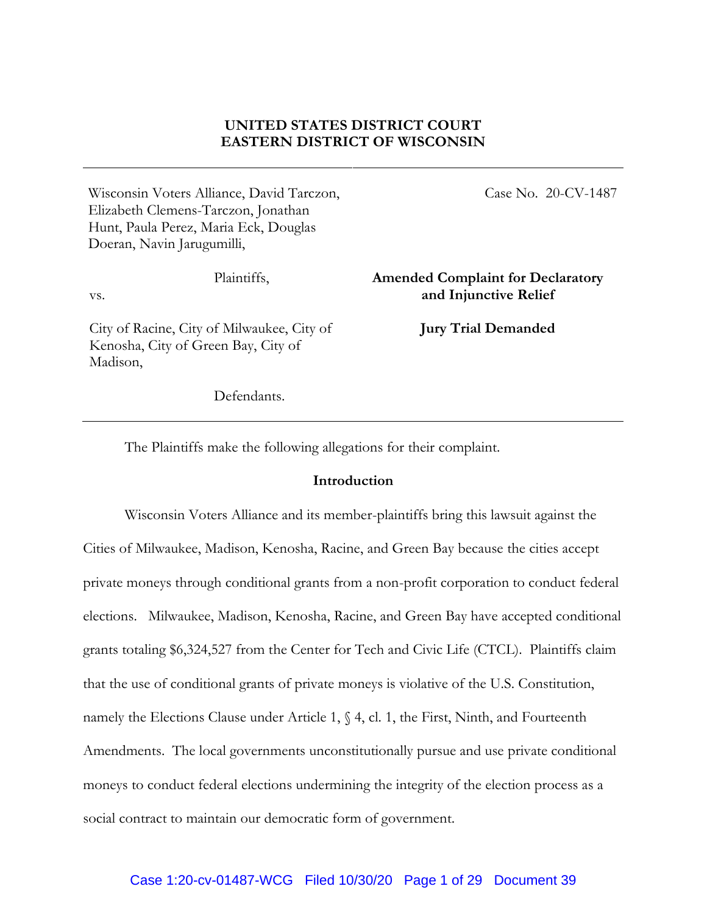**UNITED STATES DISTRICT COURT**
**EASTERN DISTRICT OF WISCONSIN**

---

Wisconsin Voters Alliance, David Tarczon, Elizabeth Clemens-Tarczon, Jonathan Hunt, Paula Perez, Maria Eck, Douglas Doeran, Navin Jarugumilli,

Plaintiffs,

vs.

City of Racine, City of Milwaukee, City of Kenosha, City of Green Bay, City of Madison,

Defendants.

Case No. 20-CV-1487

**Amended Complaint for Declaratory and Injunctive Relief**

**Jury Trial Demanded**

---

The Plaintiffs make the following allegations for their complaint.

**Introduction**

Wisconsin Voters Alliance and its member-plaintiffs bring this lawsuit against the Cities of Milwaukee, Madison, Kenosha, Racine, and Green Bay because the cities accept private moneys through conditional grants from a non-profit corporation to conduct federal elections. Milwaukee, Madison, Kenosha, Racine, and Green Bay have accepted conditional grants totaling $6,324,527 from the Center for Tech and Civic Life (CTCL). Plaintiffs claim that the use of conditional grants of private moneys is violative of the U.S. Constitution, namely the Elections Clause under Article 1, § 4, cl. 1, the First, Ninth, and Fourteenth Amendments. The local governments unconstitutionally pursue and use private conditional moneys to conduct federal elections undermining the integrity of the election process as a social contract to maintain our democratic form of government.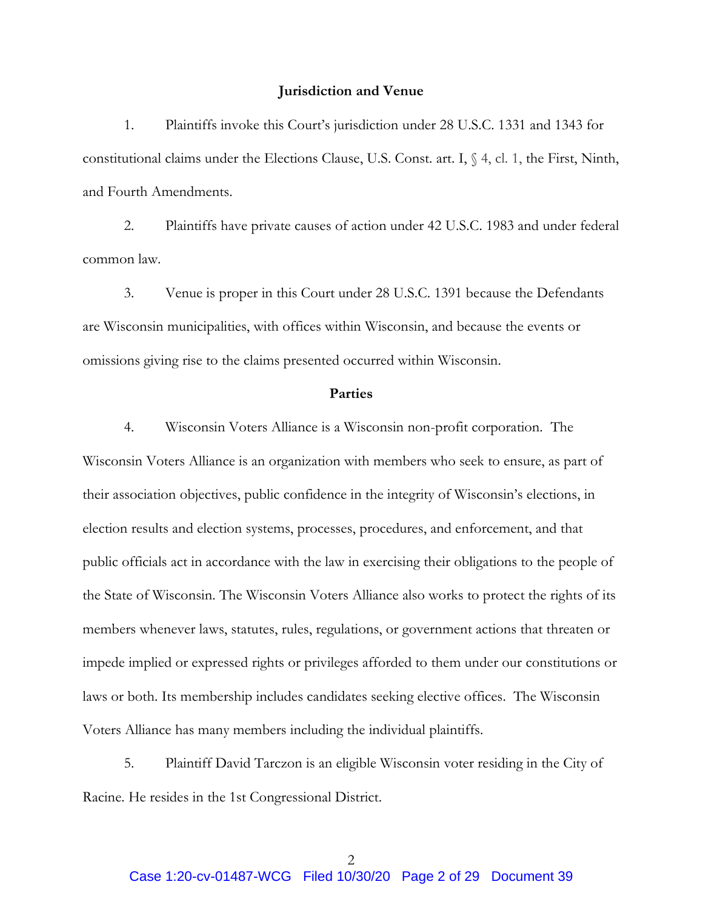## Jurisdiction and Venue

1. Plaintiffs invoke this Court's jurisdiction under 28 U.S.C. 1331 and 1343 for constitutional claims under the Elections Clause, U.S. Const. art. I, § 4, cl. 1, the First, Ninth, and Fourth Amendments.

2. Plaintiffs have private causes of action under 42 U.S.C. 1983 and under federal common law.

3. Venue is proper in this Court under 28 U.S.C. 1391 because the Defendants are Wisconsin municipalities, with offices within Wisconsin, and because the events or omissions giving rise to the claims presented occurred within Wisconsin.

## Parties

4. Wisconsin Voters Alliance is a Wisconsin non-profit corporation. The Wisconsin Voters Alliance is an organization with members who seek to ensure, as part of their association objectives, public confidence in the integrity of Wisconsin's elections, in election results and election systems, processes, procedures, and enforcement, and that public officials act in accordance with the law in exercising their obligations to the people of the State of Wisconsin. The Wisconsin Voters Alliance also works to protect the rights of its members whenever laws, statutes, rules, regulations, or government actions that threaten or impede implied or expressed rights or privileges afforded to them under our constitutions or laws or both. Its membership includes candidates seeking elective offices. The Wisconsin Voters Alliance has many members including the individual plaintiffs.

5. Plaintiff David Tarczon is an eligible Wisconsin voter residing in the City of Racine. He resides in the 1st Congressional District.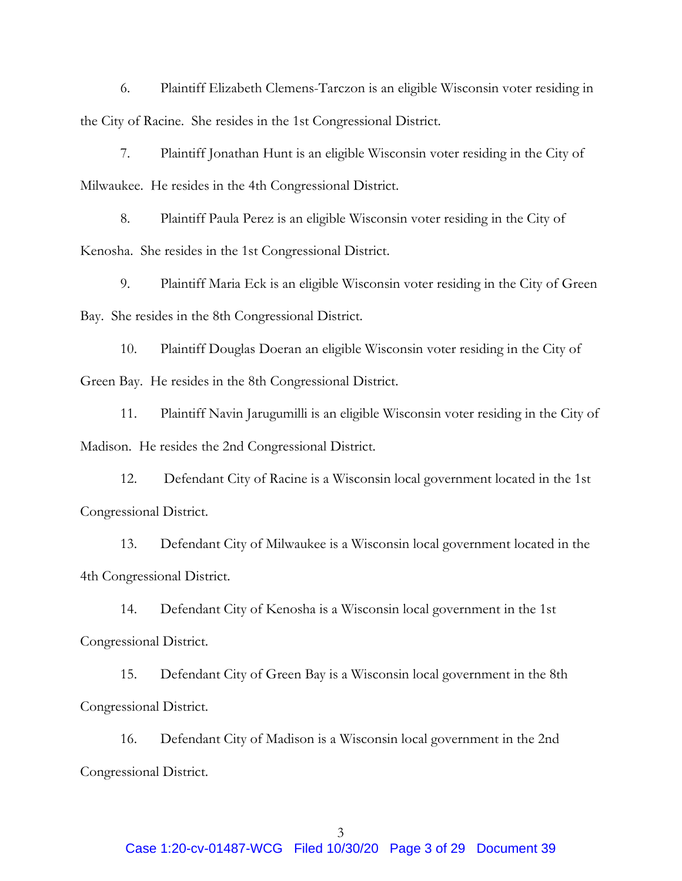6. Plaintiff Elizabeth Clemens-Tarczon is an eligible Wisconsin voter residing in the City of Racine. She resides in the 1st Congressional District.

7. Plaintiff Jonathan Hunt is an eligible Wisconsin voter residing in the City of Milwaukee. He resides in the 4th Congressional District.

8. Plaintiff Paula Perez is an eligible Wisconsin voter residing in the City of Kenosha. She resides in the 1st Congressional District.

9. Plaintiff Maria Eck is an eligible Wisconsin voter residing in the City of Green Bay. She resides in the 8th Congressional District.

10. Plaintiff Douglas Doeran an eligible Wisconsin voter residing in the City of Green Bay. He resides in the 8th Congressional District.

11. Plaintiff Navin Jarugumilli is an eligible Wisconsin voter residing in the City of Madison. He resides the 2nd Congressional District.

12. Defendant City of Racine is a Wisconsin local government located in the 1st Congressional District.

13. Defendant City of Milwaukee is a Wisconsin local government located in the 4th Congressional District.

14. Defendant City of Kenosha is a Wisconsin local government in the 1st Congressional District.

15. Defendant City of Green Bay is a Wisconsin local government in the 8th Congressional District.

16. Defendant City of Madison is a Wisconsin local government in the 2nd Congressional District.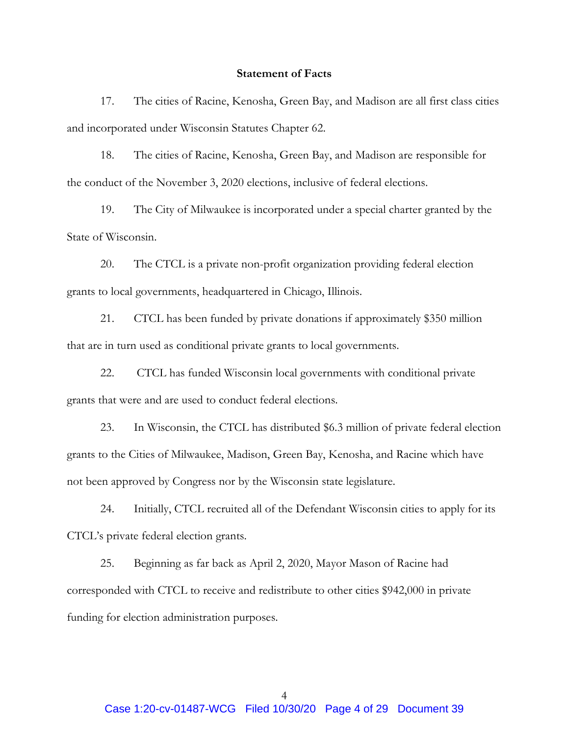**Statement of Facts**

17. The cities of Racine, Kenosha, Green Bay, and Madison are all first class cities and incorporated under Wisconsin Statutes Chapter 62.

18. The cities of Racine, Kenosha, Green Bay, and Madison are responsible for the conduct of the November 3, 2020 elections, inclusive of federal elections.

19. The City of Milwaukee is incorporated under a special charter granted by the State of Wisconsin.

20. The CTCL is a private non-profit organization providing federal election grants to local governments, headquartered in Chicago, Illinois.

21. CTCL has been funded by private donations if approximately $350 million that are in turn used as conditional private grants to local governments.

22. CTCL has funded Wisconsin local governments with conditional private grants that were and are used to conduct federal elections.

23. In Wisconsin, the CTCL has distributed $6.3 million of private federal election grants to the Cities of Milwaukee, Madison, Green Bay, Kenosha, and Racine which have not been approved by Congress nor by the Wisconsin state legislature.

24. Initially, CTCL recruited all of the Defendant Wisconsin cities to apply for its CTCL's private federal election grants.

25. Beginning as far back as April 2, 2020, Mayor Mason of Racine had corresponded with CTCL to receive and redistribute to other cities $942,000 in private funding for election administration purposes.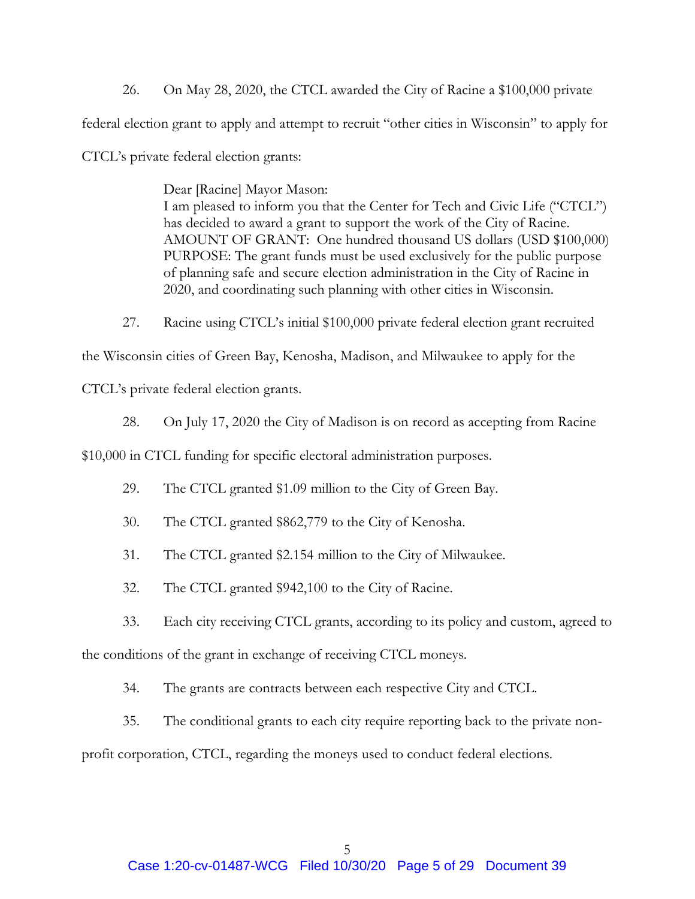26. On May 28, 2020, the CTCL awarded the City of Racine a $100,000 private federal election grant to apply and attempt to recruit "other cities in Wisconsin" to apply for CTCL's private federal election grants:

> Dear [Racine] Mayor Mason:
> I am pleased to inform you that the Center for Tech and Civic Life ("CTCL") has decided to award a grant to support the work of the City of Racine.
> AMOUNT OF GRANT: One hundred thousand US dollars (USD $100,000)
> PURPOSE: The grant funds must be used exclusively for the public purpose of planning safe and secure election administration in the City of Racine in 2020, and coordinating such planning with other cities in Wisconsin.

27. Racine using CTCL's initial $100,000 private federal election grant recruited the Wisconsin cities of Green Bay, Kenosha, Madison, and Milwaukee to apply for the CTCL's private federal election grants.

28. On July 17, 2020 the City of Madison is on record as accepting from Racine $10,000 in CTCL funding for specific electoral administration purposes.

29. The CTCL granted $1.09 million to the City of Green Bay.

30. The CTCL granted $862,779 to the City of Kenosha.

31. The CTCL granted $2.154 million to the City of Milwaukee.

32. The CTCL granted $942,100 to the City of Racine.

33. Each city receiving CTCL grants, according to its policy and custom, agreed to the conditions of the grant in exchange of receiving CTCL moneys.

34. The grants are contracts between each respective City and CTCL.

35. The conditional grants to each city require reporting back to the private non-profit corporation, CTCL, regarding the moneys used to conduct federal elections.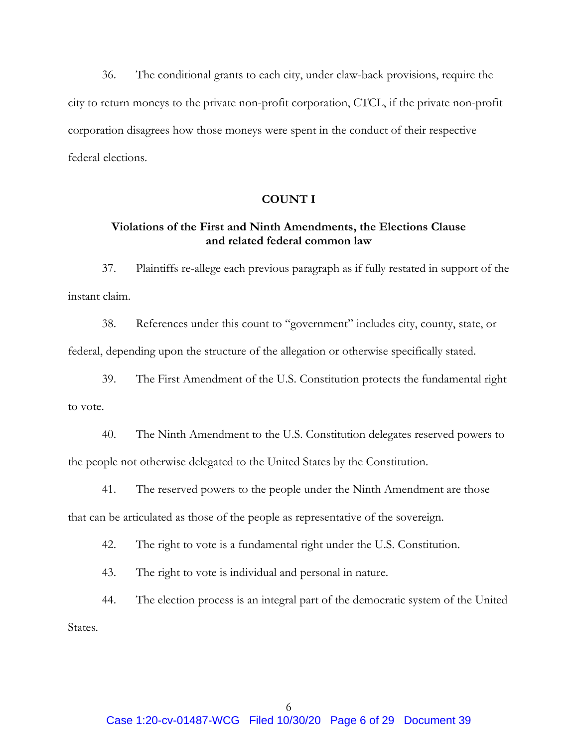36. The conditional grants to each city, under claw-back provisions, require the city to return moneys to the private non-profit corporation, CTCL, if the private non-profit corporation disagrees how those moneys were spent in the conduct of their respective federal elections.

## COUNT I

### Violations of the First and Ninth Amendments, the Elections Clause and related federal common law

37. Plaintiffs re-allege each previous paragraph as if fully restated in support of the instant claim.

38. References under this count to "government" includes city, county, state, or federal, depending upon the structure of the allegation or otherwise specifically stated.

39. The First Amendment of the U.S. Constitution protects the fundamental right to vote.

40. The Ninth Amendment to the U.S. Constitution delegates reserved powers to the people not otherwise delegated to the United States by the Constitution.

41. The reserved powers to the people under the Ninth Amendment are those that can be articulated as those of the people as representative of the sovereign.

42. The right to vote is a fundamental right under the U.S. Constitution.

43. The right to vote is individual and personal in nature.

44. The election process is an integral part of the democratic system of the United States.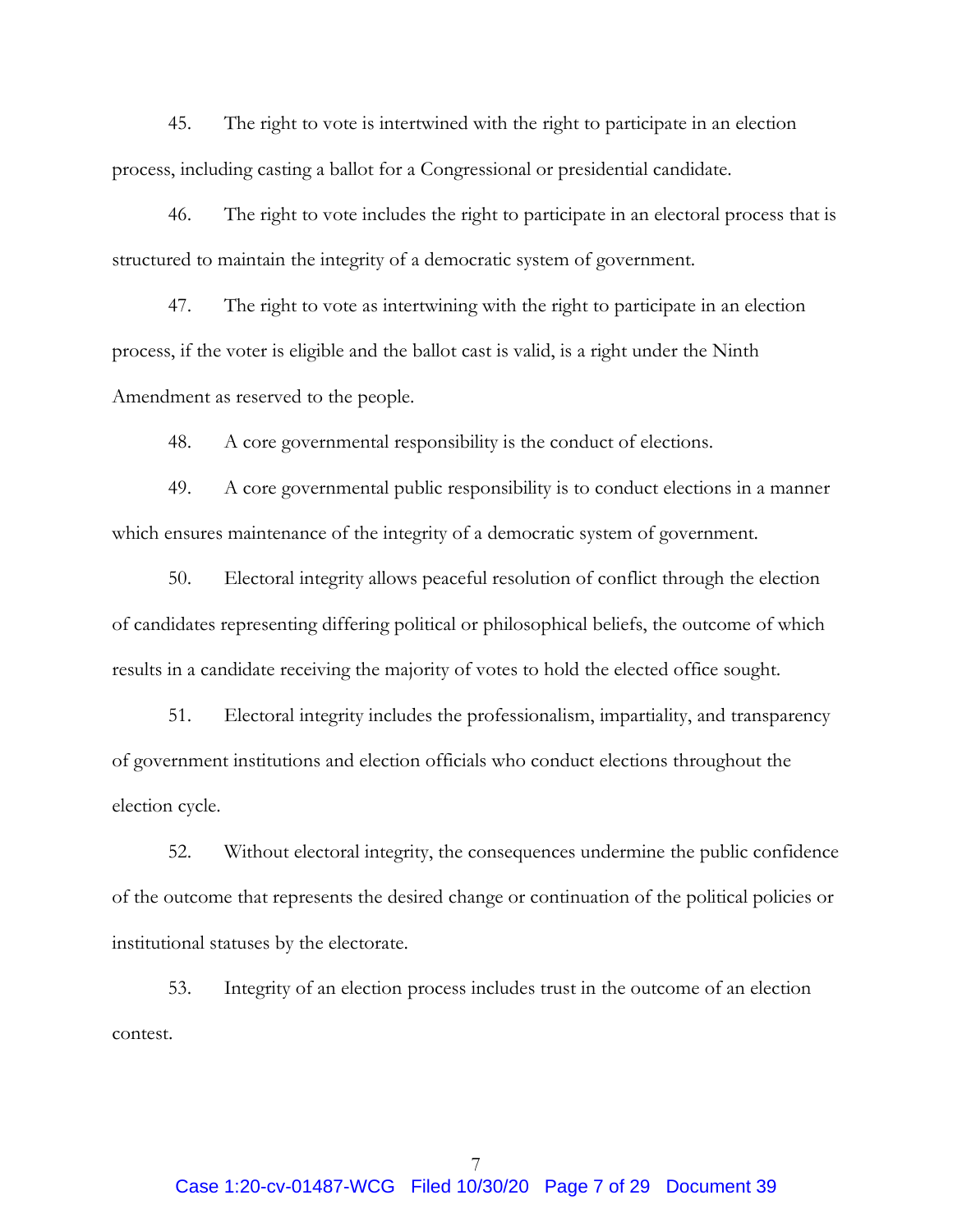45. The right to vote is intertwined with the right to participate in an election process, including casting a ballot for a Congressional or presidential candidate.

46. The right to vote includes the right to participate in an electoral process that is structured to maintain the integrity of a democratic system of government.

47. The right to vote as intertwining with the right to participate in an election process, if the voter is eligible and the ballot cast is valid, is a right under the Ninth Amendment as reserved to the people.

48. A core governmental responsibility is the conduct of elections.

49. A core governmental public responsibility is to conduct elections in a manner which ensures maintenance of the integrity of a democratic system of government.

50. Electoral integrity allows peaceful resolution of conflict through the election of candidates representing differing political or philosophical beliefs, the outcome of which results in a candidate receiving the majority of votes to hold the elected office sought.

51. Electoral integrity includes the professionalism, impartiality, and transparency of government institutions and election officials who conduct elections throughout the election cycle.

52. Without electoral integrity, the consequences undermine the public confidence of the outcome that represents the desired change or continuation of the political policies or institutional statuses by the electorate.

53. Integrity of an election process includes trust in the outcome of an election contest.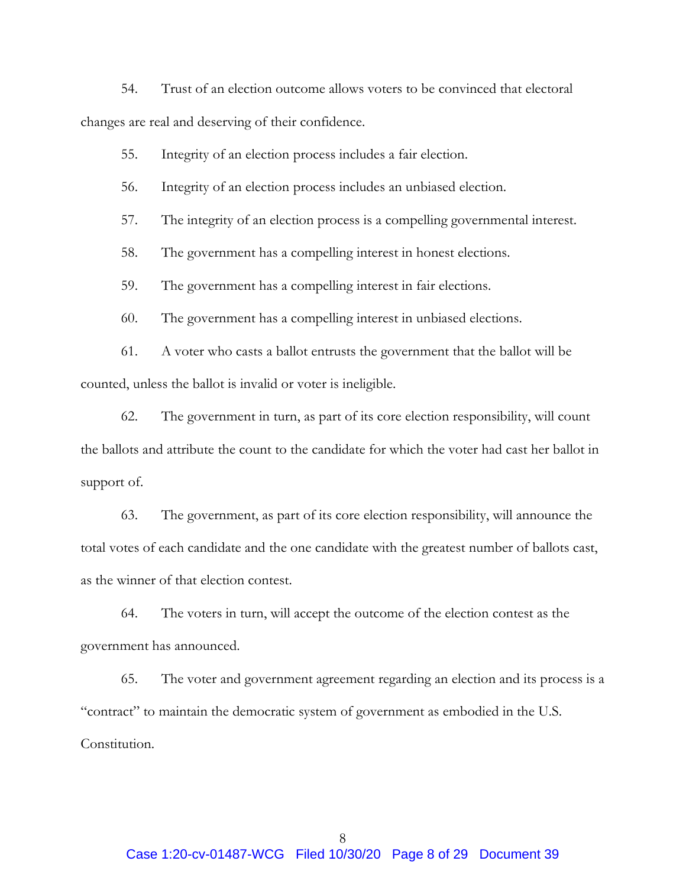54. Trust of an election outcome allows voters to be convinced that electoral changes are real and deserving of their confidence.

55. Integrity of an election process includes a fair election.

56. Integrity of an election process includes an unbiased election.

57. The integrity of an election process is a compelling governmental interest.

58. The government has a compelling interest in honest elections.

59. The government has a compelling interest in fair elections.

60. The government has a compelling interest in unbiased elections.

61. A voter who casts a ballot entrusts the government that the ballot will be counted, unless the ballot is invalid or voter is ineligible.

62. The government in turn, as part of its core election responsibility, will count the ballots and attribute the count to the candidate for which the voter had cast her ballot in support of.

63. The government, as part of its core election responsibility, will announce the total votes of each candidate and the one candidate with the greatest number of ballots cast, as the winner of that election contest.

64. The voters in turn, will accept the outcome of the election contest as the government has announced.

65. The voter and government agreement regarding an election and its process is a "contract" to maintain the democratic system of government as embodied in the U.S. Constitution.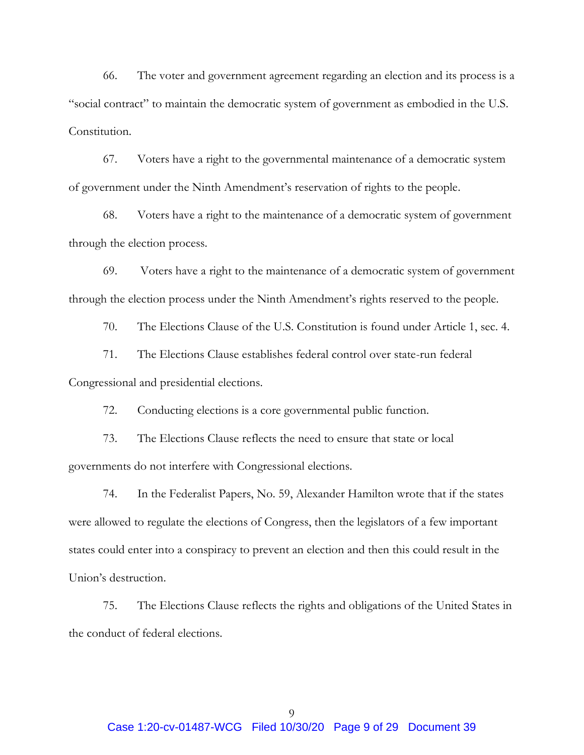66. The voter and government agreement regarding an election and its process is a "social contract" to maintain the democratic system of government as embodied in the U.S. Constitution.

67. Voters have a right to the governmental maintenance of a democratic system of government under the Ninth Amendment's reservation of rights to the people.

68. Voters have a right to the maintenance of a democratic system of government through the election process.

69. Voters have a right to the maintenance of a democratic system of government through the election process under the Ninth Amendment's rights reserved to the people.

70. The Elections Clause of the U.S. Constitution is found under Article 1, sec. 4.

71. The Elections Clause establishes federal control over state-run federal Congressional and presidential elections.

72. Conducting elections is a core governmental public function.

73. The Elections Clause reflects the need to ensure that state or local governments do not interfere with Congressional elections.

74. In the Federalist Papers, No. 59, Alexander Hamilton wrote that if the states were allowed to regulate the elections of Congress, then the legislators of a few important states could enter into a conspiracy to prevent an election and then this could result in the Union's destruction.

75. The Elections Clause reflects the rights and obligations of the United States in the conduct of federal elections.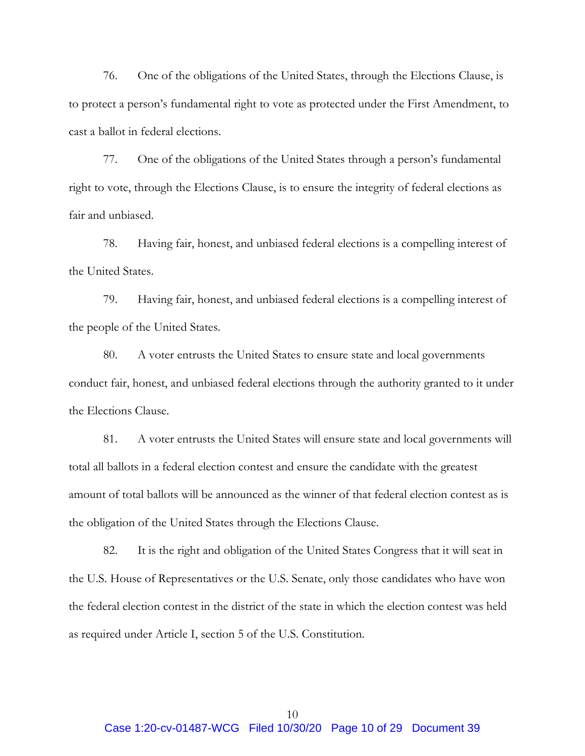76. One of the obligations of the United States, through the Elections Clause, is to protect a person's fundamental right to vote as protected under the First Amendment, to cast a ballot in federal elections.

77. One of the obligations of the United States through a person's fundamental right to vote, through the Elections Clause, is to ensure the integrity of federal elections as fair and unbiased.

78. Having fair, honest, and unbiased federal elections is a compelling interest of the United States.

79. Having fair, honest, and unbiased federal elections is a compelling interest of the people of the United States.

80. A voter entrusts the United States to ensure state and local governments conduct fair, honest, and unbiased federal elections through the authority granted to it under the Elections Clause.

81. A voter entrusts the United States will ensure state and local governments will total all ballots in a federal election contest and ensure the candidate with the greatest amount of total ballots will be announced as the winner of that federal election contest as is the obligation of the United States through the Elections Clause.

82. It is the right and obligation of the United States Congress that it will seat in the U.S. House of Representatives or the U.S. Senate, only those candidates who have won the federal election contest in the district of the state in which the election contest was held as required under Article I, section 5 of the U.S. Constitution.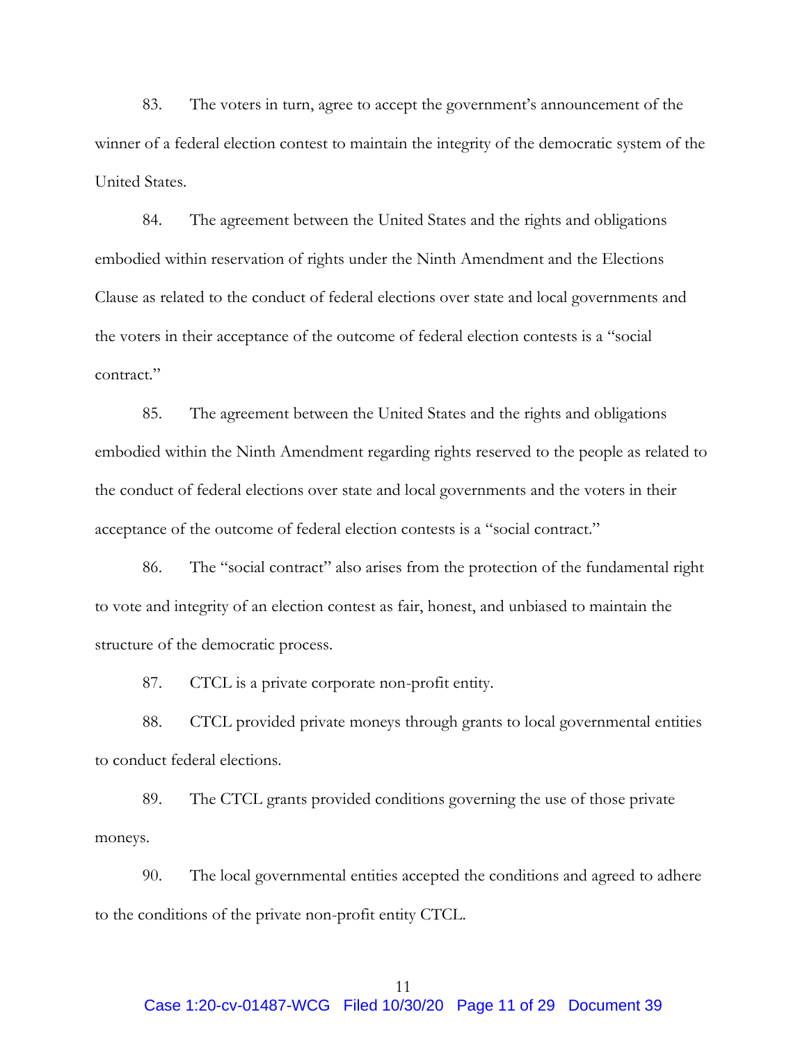83. The voters in turn, agree to accept the government's announcement of the winner of a federal election contest to maintain the integrity of the democratic system of the United States.

84. The agreement between the United States and the rights and obligations embodied within reservation of rights under the Ninth Amendment and the Elections Clause as related to the conduct of federal elections over state and local governments and the voters in their acceptance of the outcome of federal election contests is a "social contract."

85. The agreement between the United States and the rights and obligations embodied within the Ninth Amendment regarding rights reserved to the people as related to the conduct of federal elections over state and local governments and the voters in their acceptance of the outcome of federal election contests is a "social contract."

86. The "social contract" also arises from the protection of the fundamental right to vote and integrity of an election contest as fair, honest, and unbiased to maintain the structure of the democratic process.

87. CTCL is a private corporate non-profit entity.

88. CTCL provided private moneys through grants to local governmental entities to conduct federal elections.

89. The CTCL grants provided conditions governing the use of those private moneys.

90. The local governmental entities accepted the conditions and agreed to adhere to the conditions of the private non-profit entity CTCL.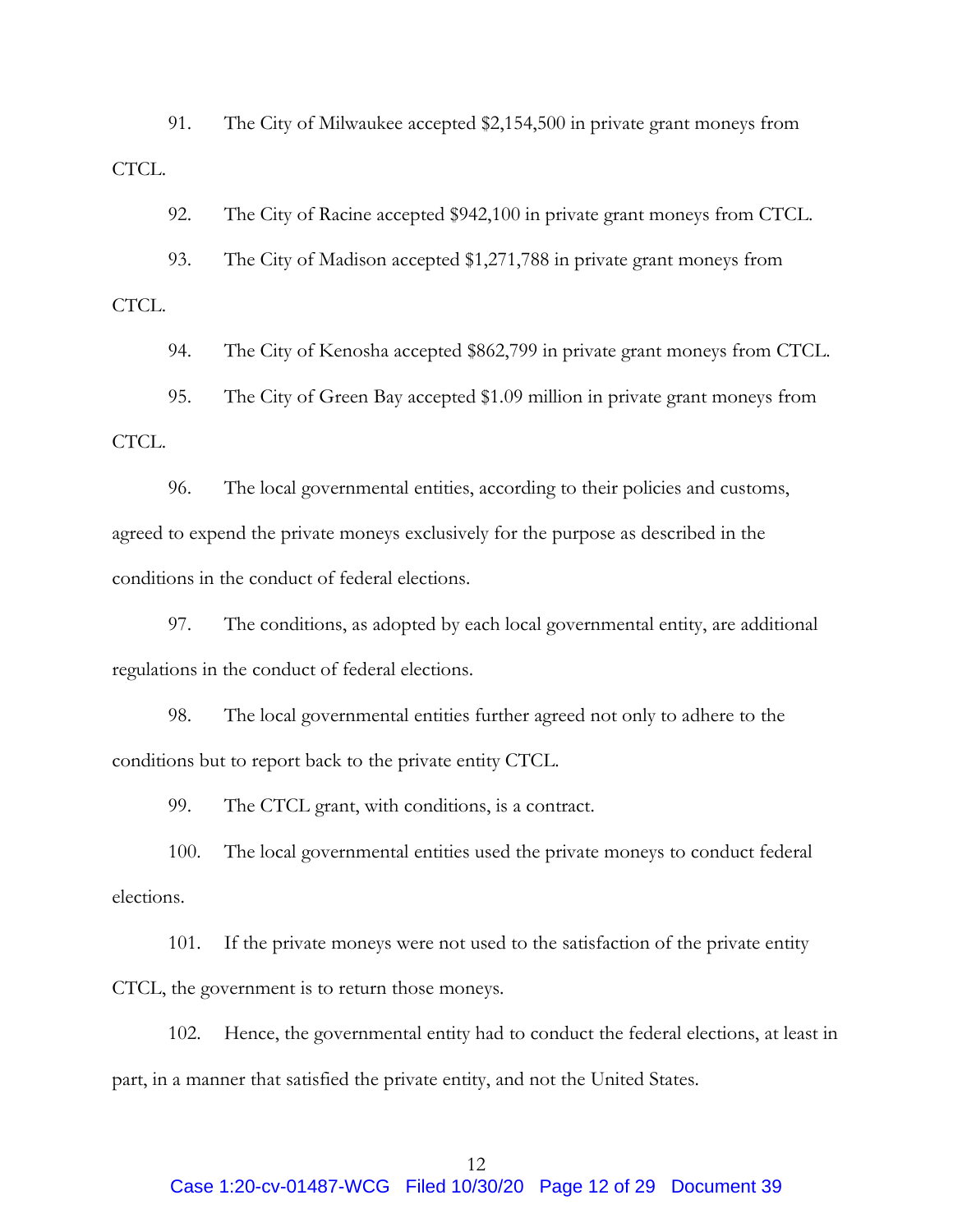91. The City of Milwaukee accepted $2,154,500 in private grant moneys from CTCL.

92. The City of Racine accepted $942,100 in private grant moneys from CTCL.

93. The City of Madison accepted $1,271,788 in private grant moneys from CTCL.

94. The City of Kenosha accepted $862,799 in private grant moneys from CTCL.

95. The City of Green Bay accepted $1.09 million in private grant moneys from CTCL.

96. The local governmental entities, according to their policies and customs, agreed to expend the private moneys exclusively for the purpose as described in the conditions in the conduct of federal elections.

97. The conditions, as adopted by each local governmental entity, are additional regulations in the conduct of federal elections.

98. The local governmental entities further agreed not only to adhere to the conditions but to report back to the private entity CTCL.

99. The CTCL grant, with conditions, is a contract.

100. The local governmental entities used the private moneys to conduct federal elections.

101. If the private moneys were not used to the satisfaction of the private entity CTCL, the government is to return those moneys.

102. Hence, the governmental entity had to conduct the federal elections, at least in part, in a manner that satisfied the private entity, and not the United States.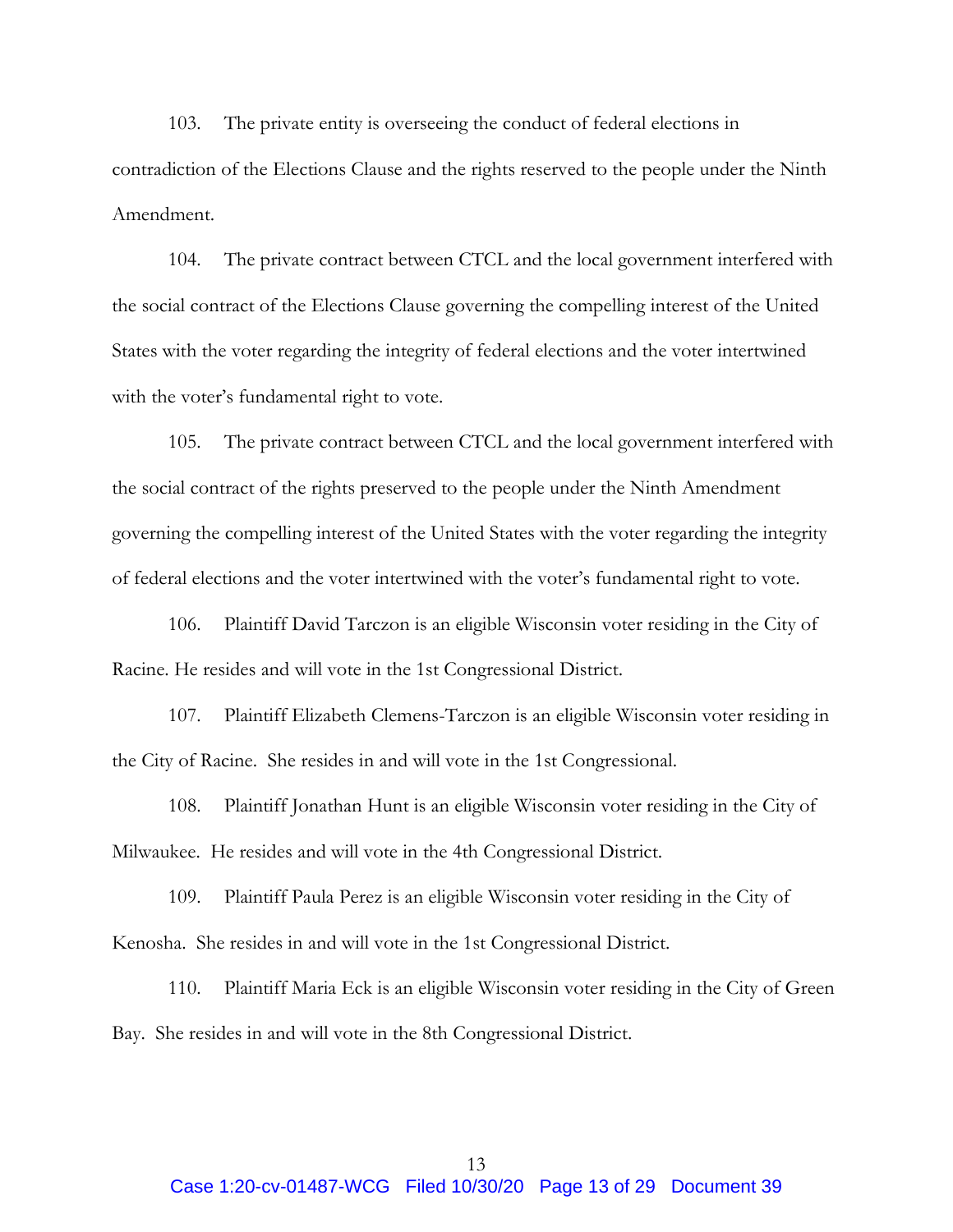103. The private entity is overseeing the conduct of federal elections in contradiction of the Elections Clause and the rights reserved to the people under the Ninth Amendment.

104. The private contract between CTCL and the local government interfered with the social contract of the Elections Clause governing the compelling interest of the United States with the voter regarding the integrity of federal elections and the voter intertwined with the voter's fundamental right to vote.

105. The private contract between CTCL and the local government interfered with the social contract of the rights preserved to the people under the Ninth Amendment governing the compelling interest of the United States with the voter regarding the integrity of federal elections and the voter intertwined with the voter's fundamental right to vote.

106. Plaintiff David Tarczon is an eligible Wisconsin voter residing in the City of Racine. He resides and will vote in the 1st Congressional District.

107. Plaintiff Elizabeth Clemens-Tarczon is an eligible Wisconsin voter residing in the City of Racine. She resides in and will vote in the 1st Congressional.

108. Plaintiff Jonathan Hunt is an eligible Wisconsin voter residing in the City of Milwaukee. He resides and will vote in the 4th Congressional District.

109. Plaintiff Paula Perez is an eligible Wisconsin voter residing in the City of Kenosha. She resides in and will vote in the 1st Congressional District.

110. Plaintiff Maria Eck is an eligible Wisconsin voter residing in the City of Green Bay. She resides in and will vote in the 8th Congressional District.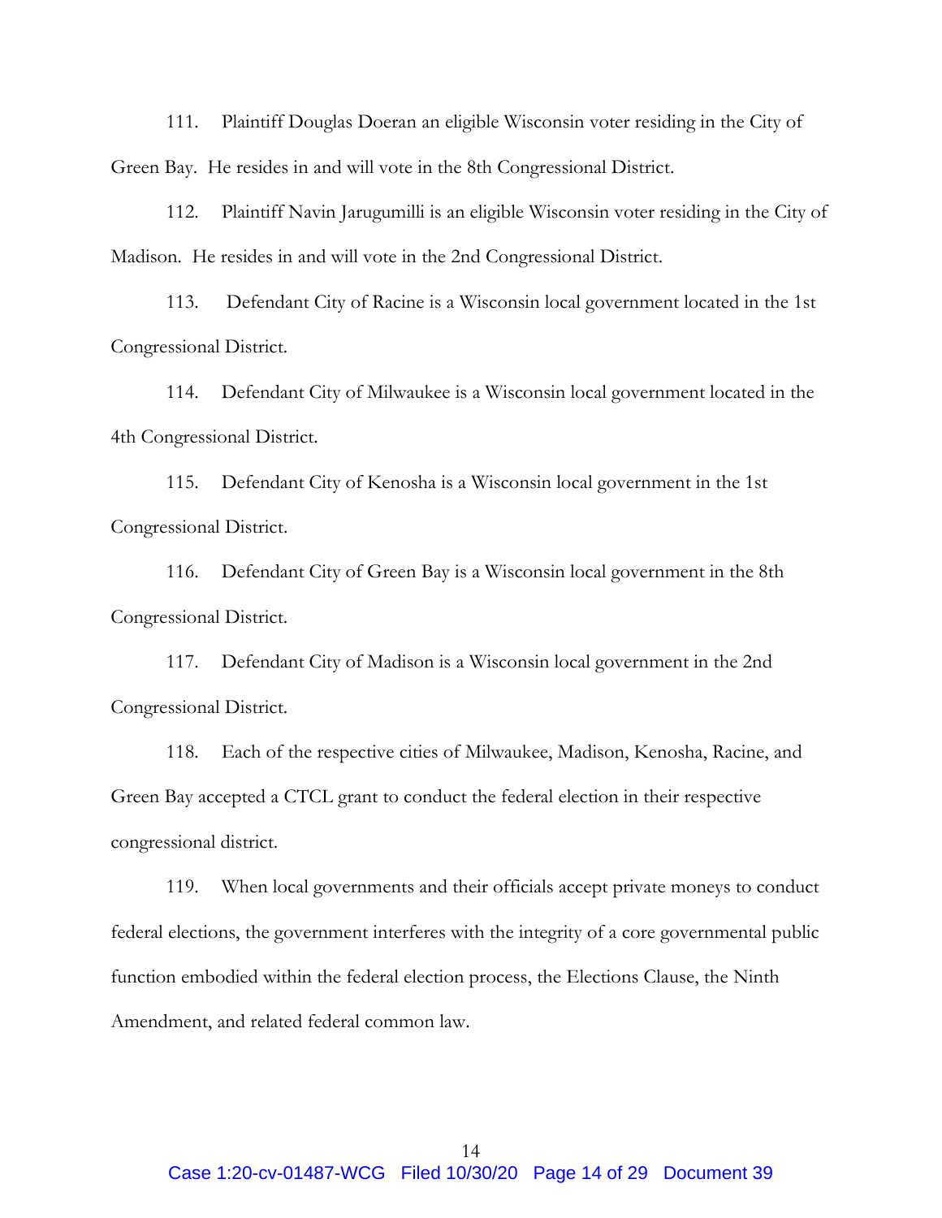111. Plaintiff Douglas Doeran an eligible Wisconsin voter residing in the City of Green Bay. He resides in and will vote in the 8th Congressional District.

112. Plaintiff Navin Jarugumilli is an eligible Wisconsin voter residing in the City of Madison. He resides in and will vote in the 2nd Congressional District.

113. Defendant City of Racine is a Wisconsin local government located in the 1st Congressional District.

114. Defendant City of Milwaukee is a Wisconsin local government located in the 4th Congressional District.

115. Defendant City of Kenosha is a Wisconsin local government in the 1st Congressional District.

116. Defendant City of Green Bay is a Wisconsin local government in the 8th Congressional District.

117. Defendant City of Madison is a Wisconsin local government in the 2nd Congressional District.

118. Each of the respective cities of Milwaukee, Madison, Kenosha, Racine, and Green Bay accepted a CTCL grant to conduct the federal election in their respective congressional district.

119. When local governments and their officials accept private moneys to conduct federal elections, the government interferes with the integrity of a core governmental public function embodied within the federal election process, the Elections Clause, the Ninth Amendment, and related federal common law.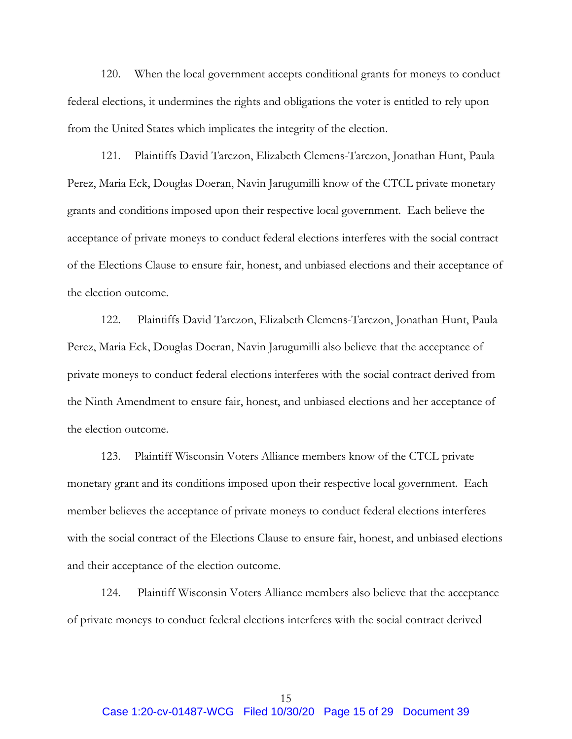120. When the local government accepts conditional grants for moneys to conduct federal elections, it undermines the rights and obligations the voter is entitled to rely upon from the United States which implicates the integrity of the election.

121. Plaintiffs David Tarczon, Elizabeth Clemens-Tarczon, Jonathan Hunt, Paula Perez, Maria Eck, Douglas Doeran, Navin Jarugumilli know of the CTCL private monetary grants and conditions imposed upon their respective local government. Each believe the acceptance of private moneys to conduct federal elections interferes with the social contract of the Elections Clause to ensure fair, honest, and unbiased elections and their acceptance of the election outcome.

122. Plaintiffs David Tarczon, Elizabeth Clemens-Tarczon, Jonathan Hunt, Paula Perez, Maria Eck, Douglas Doeran, Navin Jarugumilli also believe that the acceptance of private moneys to conduct federal elections interferes with the social contract derived from the Ninth Amendment to ensure fair, honest, and unbiased elections and her acceptance of the election outcome.

123. Plaintiff Wisconsin Voters Alliance members know of the CTCL private monetary grant and its conditions imposed upon their respective local government. Each member believes the acceptance of private moneys to conduct federal elections interferes with the social contract of the Elections Clause to ensure fair, honest, and unbiased elections and their acceptance of the election outcome.

124. Plaintiff Wisconsin Voters Alliance members also believe that the acceptance of private moneys to conduct federal elections interferes with the social contract derived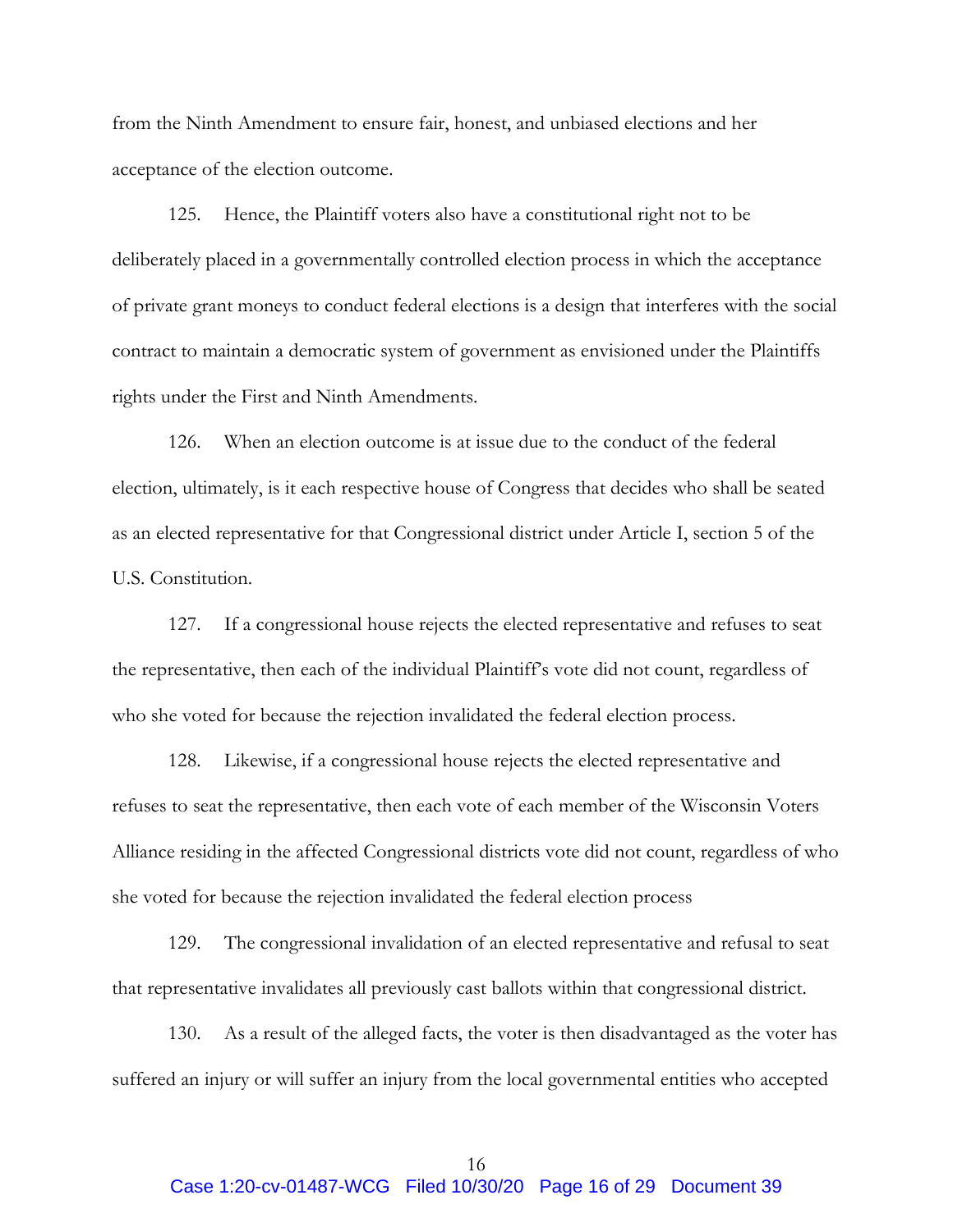from the Ninth Amendment to ensure fair, honest, and unbiased elections and her acceptance of the election outcome.

125. Hence, the Plaintiff voters also have a constitutional right not to be deliberately placed in a governmentally controlled election process in which the acceptance of private grant moneys to conduct federal elections is a design that interferes with the social contract to maintain a democratic system of government as envisioned under the Plaintiffs rights under the First and Ninth Amendments.

126. When an election outcome is at issue due to the conduct of the federal election, ultimately, is it each respective house of Congress that decides who shall be seated as an elected representative for that Congressional district under Article I, section 5 of the U.S. Constitution.

127. If a congressional house rejects the elected representative and refuses to seat the representative, then each of the individual Plaintiff's vote did not count, regardless of who she voted for because the rejection invalidated the federal election process.

128. Likewise, if a congressional house rejects the elected representative and refuses to seat the representative, then each vote of each member of the Wisconsin Voters Alliance residing in the affected Congressional districts vote did not count, regardless of who she voted for because the rejection invalidated the federal election process

129. The congressional invalidation of an elected representative and refusal to seat that representative invalidates all previously cast ballots within that congressional district.

130. As a result of the alleged facts, the voter is then disadvantaged as the voter has suffered an injury or will suffer an injury from the local governmental entities who accepted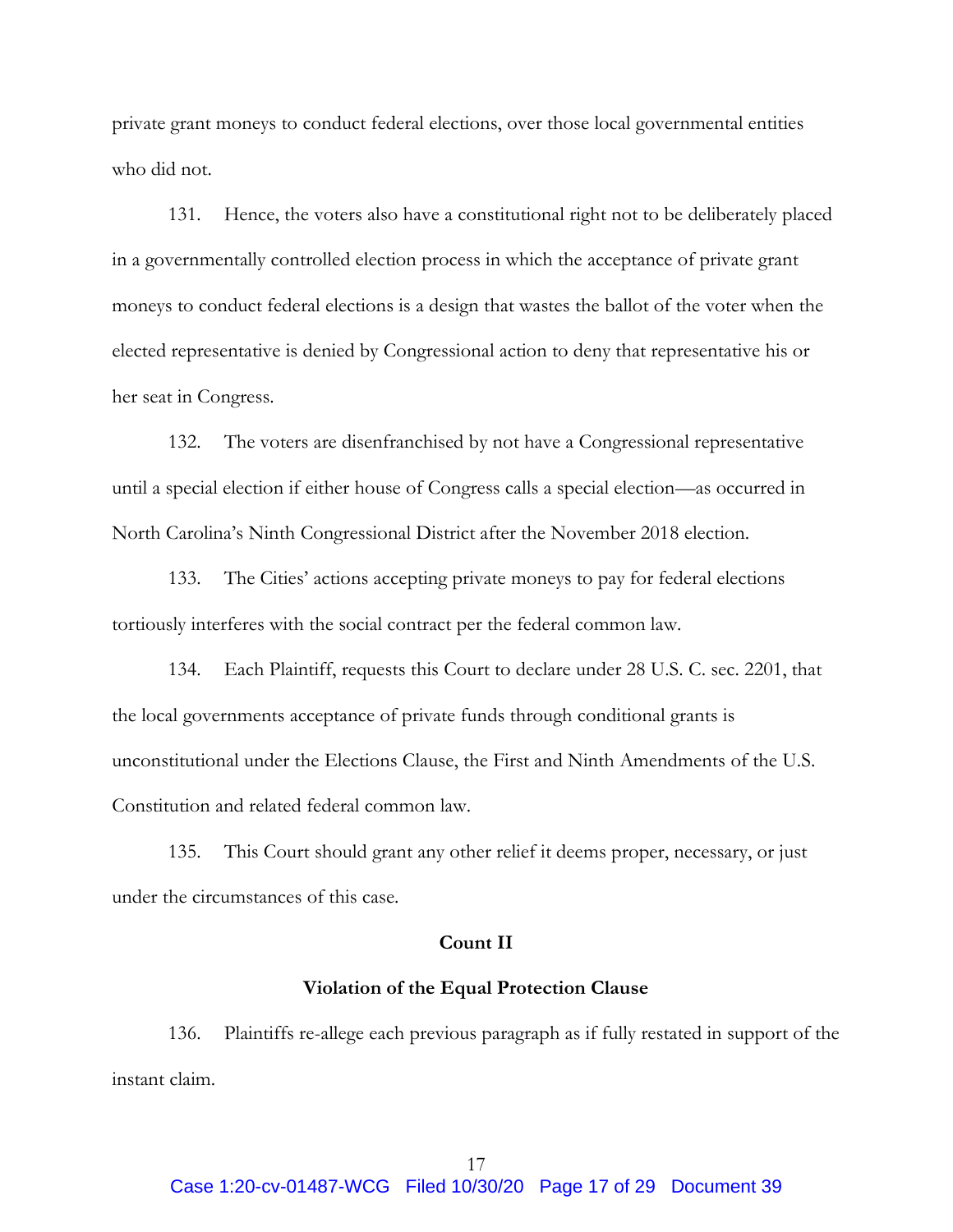private grant moneys to conduct federal elections, over those local governmental entities who did not.

131. Hence, the voters also have a constitutional right not to be deliberately placed in a governmentally controlled election process in which the acceptance of private grant moneys to conduct federal elections is a design that wastes the ballot of the voter when the elected representative is denied by Congressional action to deny that representative his or her seat in Congress.

132. The voters are disenfranchised by not have a Congressional representative until a special election if either house of Congress calls a special election—as occurred in North Carolina's Ninth Congressional District after the November 2018 election.

133. The Cities' actions accepting private moneys to pay for federal elections tortiously interferes with the social contract per the federal common law.

134. Each Plaintiff, requests this Court to declare under 28 U.S. C. sec. 2201, that the local governments acceptance of private funds through conditional grants is unconstitutional under the Elections Clause, the First and Ninth Amendments of the U.S. Constitution and related federal common law.

135. This Court should grant any other relief it deems proper, necessary, or just under the circumstances of this case.

**Count II**

**Violation of the Equal Protection Clause**

136. Plaintiffs re-allege each previous paragraph as if fully restated in support of the instant claim.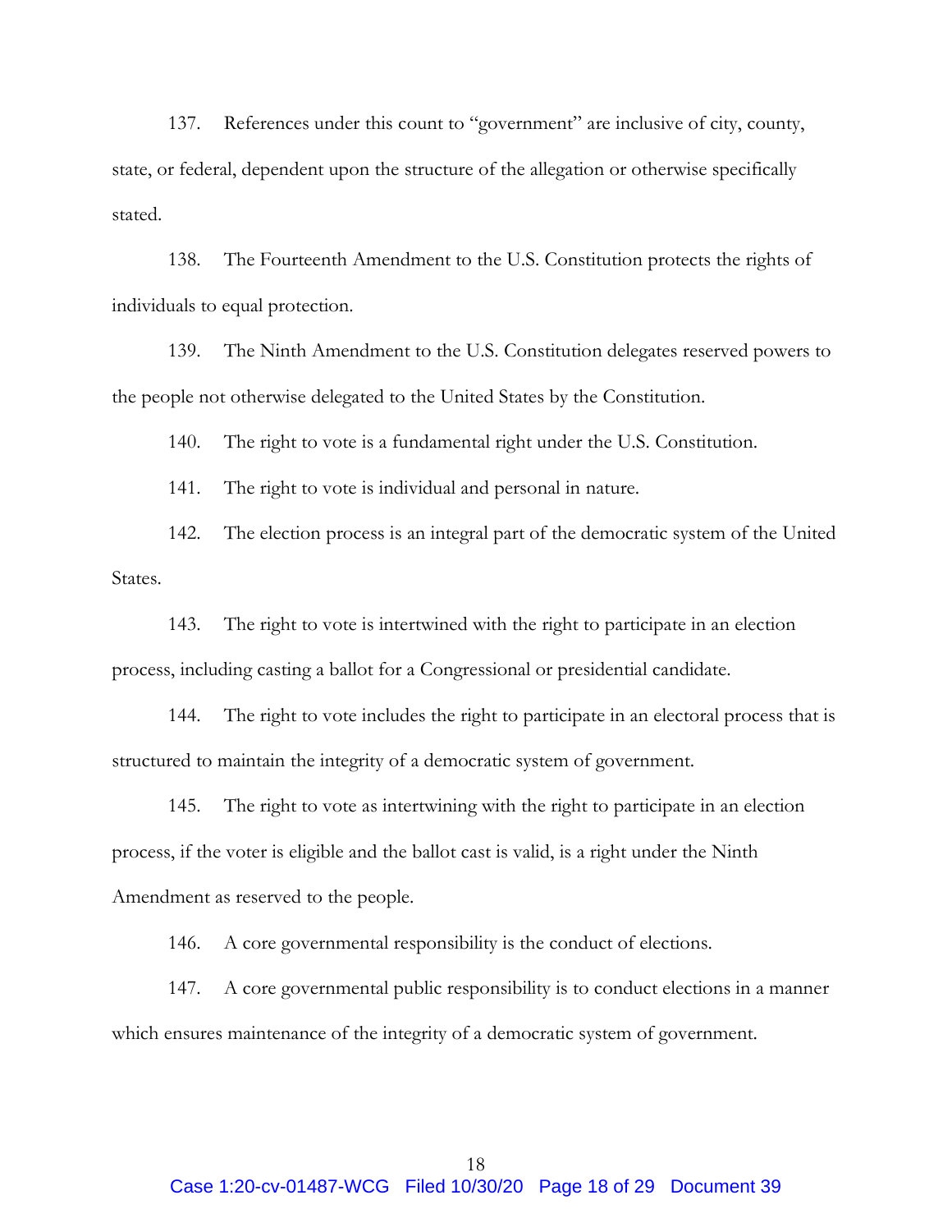137. References under this count to "government" are inclusive of city, county, state, or federal, dependent upon the structure of the allegation or otherwise specifically stated.

138. The Fourteenth Amendment to the U.S. Constitution protects the rights of individuals to equal protection.

139. The Ninth Amendment to the U.S. Constitution delegates reserved powers to the people not otherwise delegated to the United States by the Constitution.

140. The right to vote is a fundamental right under the U.S. Constitution.

141. The right to vote is individual and personal in nature.

142. The election process is an integral part of the democratic system of the United States.

143. The right to vote is intertwined with the right to participate in an election process, including casting a ballot for a Congressional or presidential candidate.

144. The right to vote includes the right to participate in an electoral process that is structured to maintain the integrity of a democratic system of government.

145. The right to vote as intertwining with the right to participate in an election process, if the voter is eligible and the ballot cast is valid, is a right under the Ninth Amendment as reserved to the people.

146. A core governmental responsibility is the conduct of elections.

147. A core governmental public responsibility is to conduct elections in a manner which ensures maintenance of the integrity of a democratic system of government.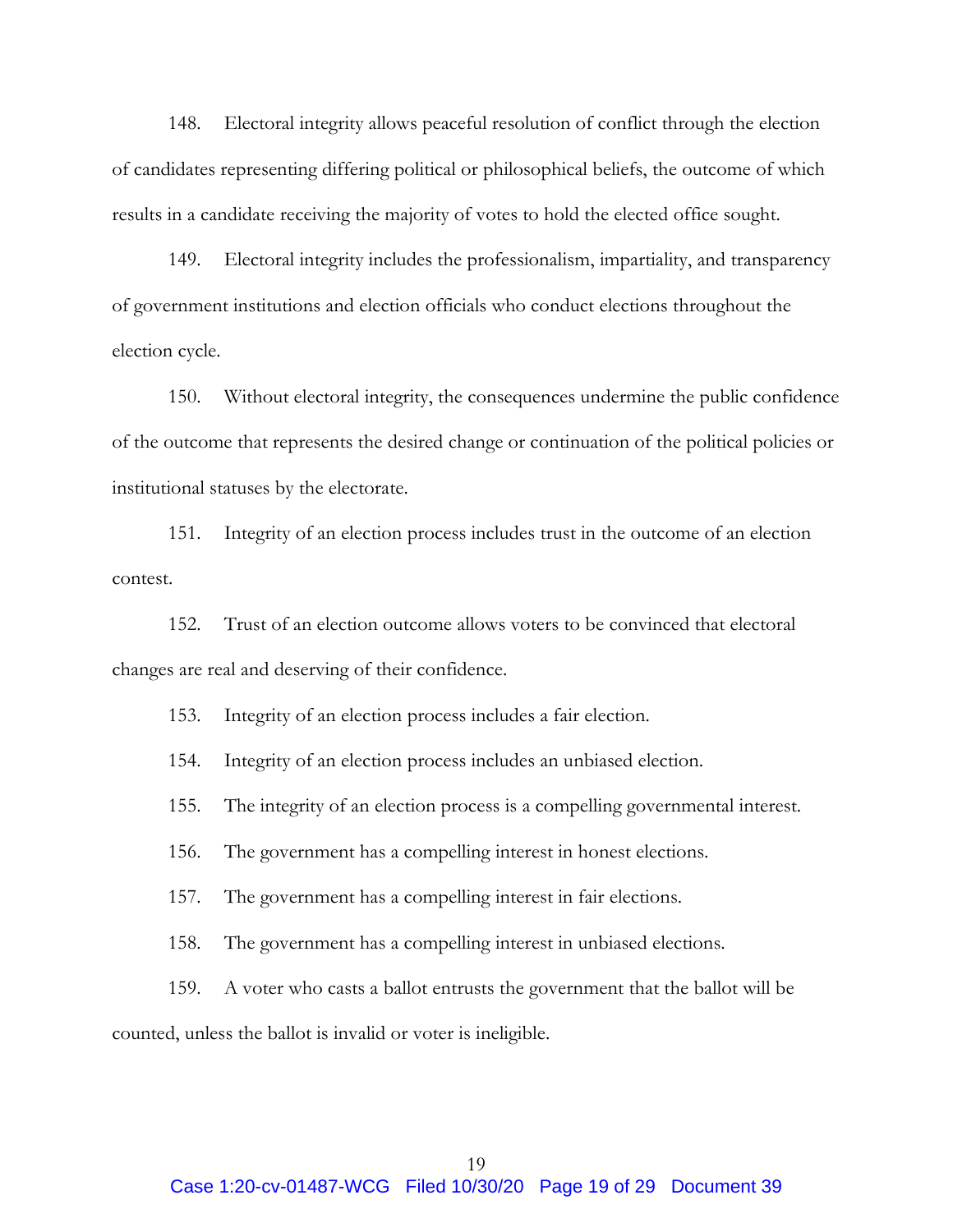148. Electoral integrity allows peaceful resolution of conflict through the election of candidates representing differing political or philosophical beliefs, the outcome of which results in a candidate receiving the majority of votes to hold the elected office sought.

149. Electoral integrity includes the professionalism, impartiality, and transparency of government institutions and election officials who conduct elections throughout the election cycle.

150. Without electoral integrity, the consequences undermine the public confidence of the outcome that represents the desired change or continuation of the political policies or institutional statuses by the electorate.

151. Integrity of an election process includes trust in the outcome of an election contest.

152. Trust of an election outcome allows voters to be convinced that electoral changes are real and deserving of their confidence.

153. Integrity of an election process includes a fair election.

154. Integrity of an election process includes an unbiased election.

155. The integrity of an election process is a compelling governmental interest.

156. The government has a compelling interest in honest elections.

157. The government has a compelling interest in fair elections.

158. The government has a compelling interest in unbiased elections.

159. A voter who casts a ballot entrusts the government that the ballot will be counted, unless the ballot is invalid or voter is ineligible.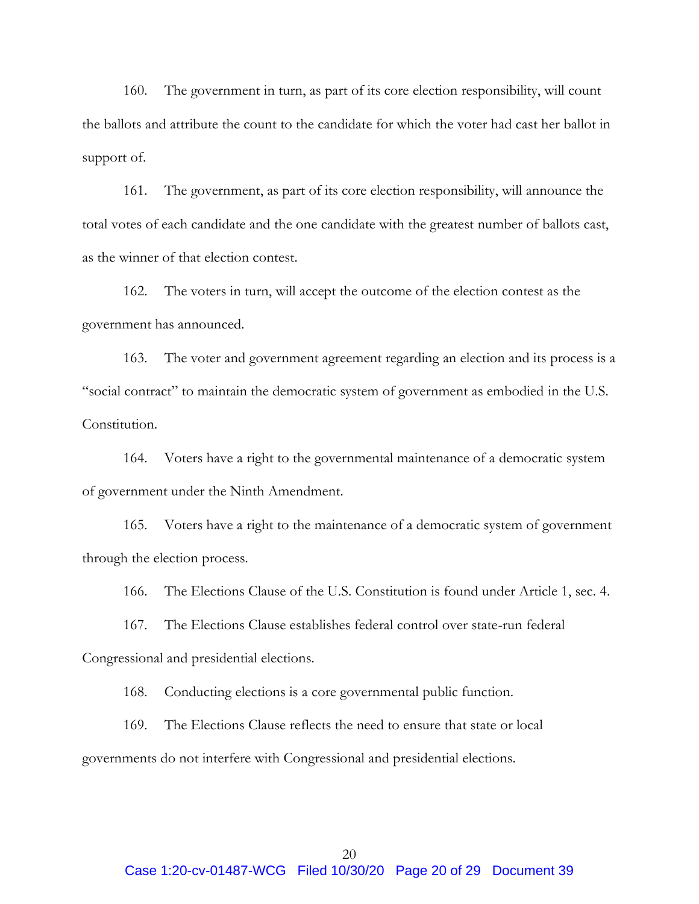160. The government in turn, as part of its core election responsibility, will count the ballots and attribute the count to the candidate for which the voter had cast her ballot in support of.

161. The government, as part of its core election responsibility, will announce the total votes of each candidate and the one candidate with the greatest number of ballots cast, as the winner of that election contest.

162. The voters in turn, will accept the outcome of the election contest as the government has announced.

163. The voter and government agreement regarding an election and its process is a "social contract" to maintain the democratic system of government as embodied in the U.S. Constitution.

164. Voters have a right to the governmental maintenance of a democratic system of government under the Ninth Amendment.

165. Voters have a right to the maintenance of a democratic system of government through the election process.

166. The Elections Clause of the U.S. Constitution is found under Article 1, sec. 4.

167. The Elections Clause establishes federal control over state-run federal Congressional and presidential elections.

168. Conducting elections is a core governmental public function.

169. The Elections Clause reflects the need to ensure that state or local governments do not interfere with Congressional and presidential elections.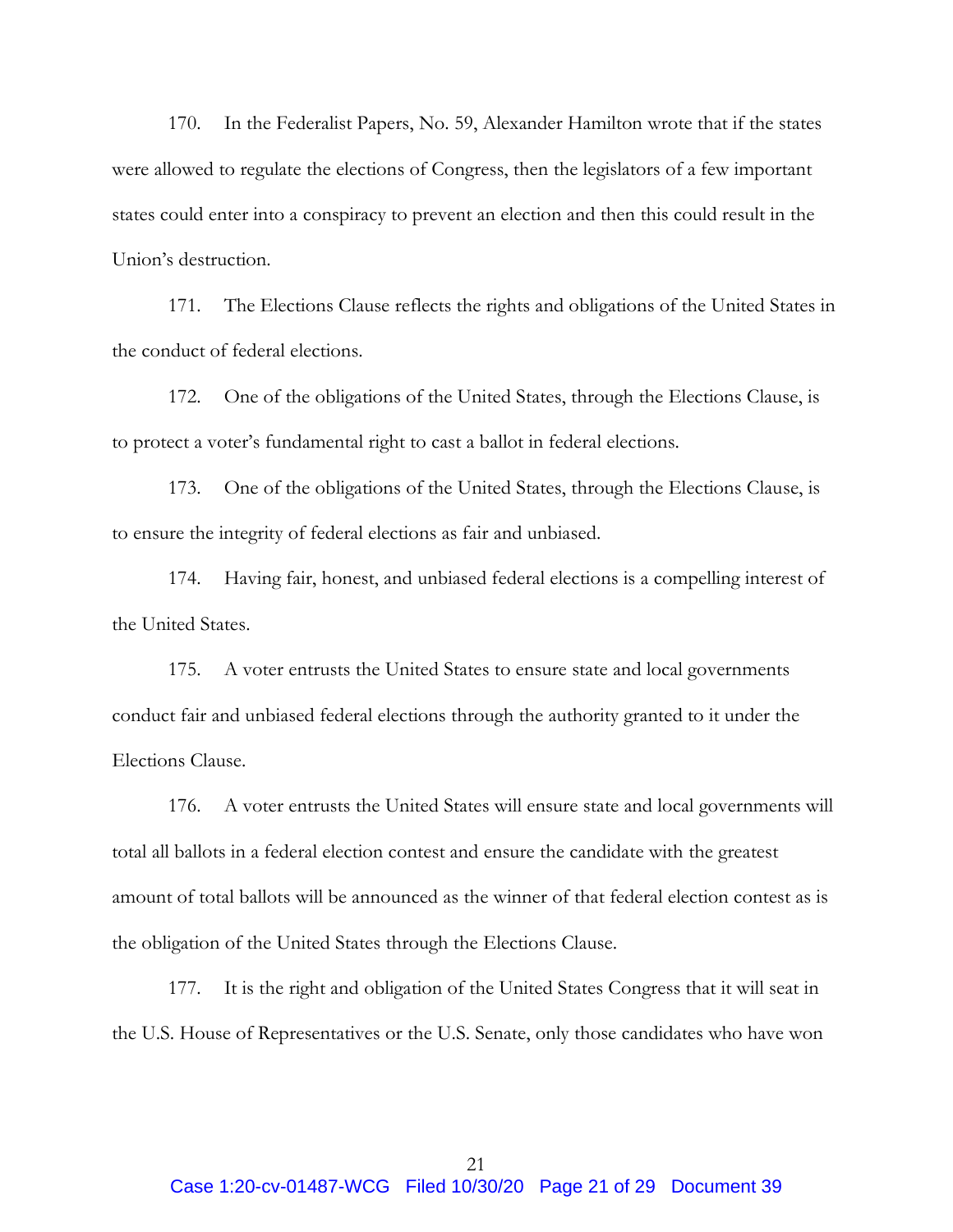170. In the Federalist Papers, No. 59, Alexander Hamilton wrote that if the states were allowed to regulate the elections of Congress, then the legislators of a few important states could enter into a conspiracy to prevent an election and then this could result in the Union's destruction.

171. The Elections Clause reflects the rights and obligations of the United States in the conduct of federal elections.

172. One of the obligations of the United States, through the Elections Clause, is to protect a voter's fundamental right to cast a ballot in federal elections.

173. One of the obligations of the United States, through the Elections Clause, is to ensure the integrity of federal elections as fair and unbiased.

174. Having fair, honest, and unbiased federal elections is a compelling interest of the United States.

175. A voter entrusts the United States to ensure state and local governments conduct fair and unbiased federal elections through the authority granted to it under the Elections Clause.

176. A voter entrusts the United States will ensure state and local governments will total all ballots in a federal election contest and ensure the candidate with the greatest amount of total ballots will be announced as the winner of that federal election contest as is the obligation of the United States through the Elections Clause.

177. It is the right and obligation of the United States Congress that it will seat in the U.S. House of Representatives or the U.S. Senate, only those candidates who have won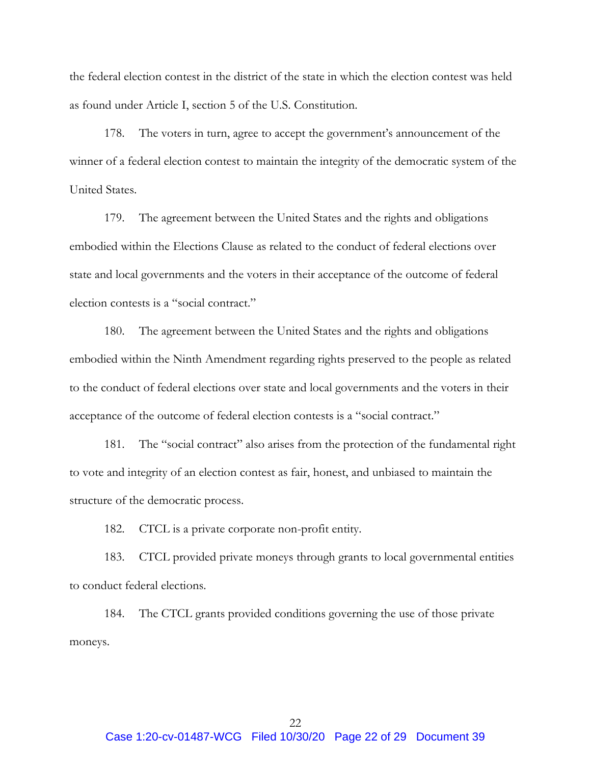the federal election contest in the district of the state in which the election contest was held as found under Article I, section 5 of the U.S. Constitution.

178. The voters in turn, agree to accept the government's announcement of the winner of a federal election contest to maintain the integrity of the democratic system of the United States.

179. The agreement between the United States and the rights and obligations embodied within the Elections Clause as related to the conduct of federal elections over state and local governments and the voters in their acceptance of the outcome of federal election contests is a "social contract."

180. The agreement between the United States and the rights and obligations embodied within the Ninth Amendment regarding rights preserved to the people as related to the conduct of federal elections over state and local governments and the voters in their acceptance of the outcome of federal election contests is a "social contract."

181. The "social contract" also arises from the protection of the fundamental right to vote and integrity of an election contest as fair, honest, and unbiased to maintain the structure of the democratic process.

182. CTCL is a private corporate non-profit entity.

183. CTCL provided private moneys through grants to local governmental entities to conduct federal elections.

184. The CTCL grants provided conditions governing the use of those private moneys.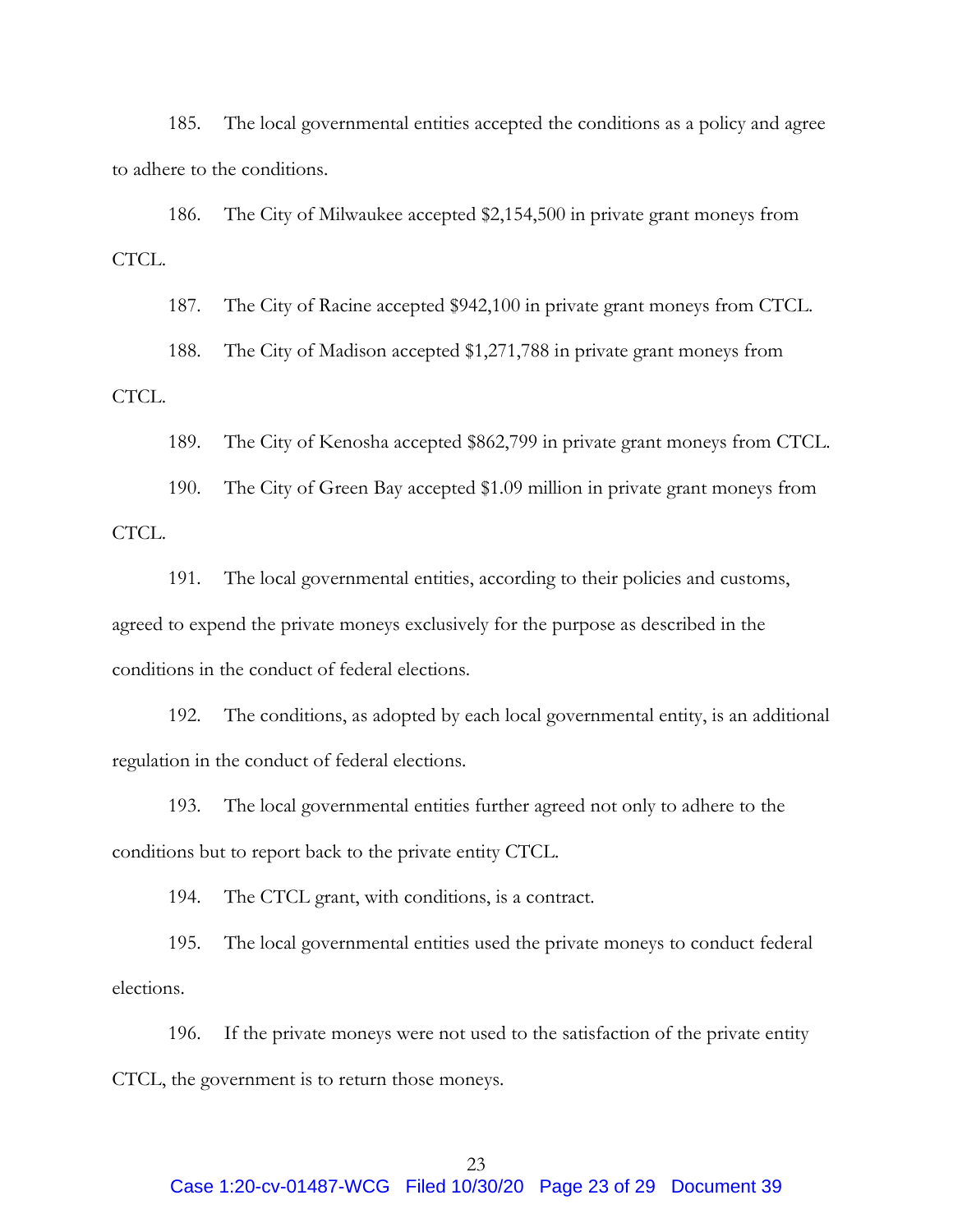185. The local governmental entities accepted the conditions as a policy and agree to adhere to the conditions.

186. The City of Milwaukee accepted $2,154,500 in private grant moneys from CTCL.

187. The City of Racine accepted $942,100 in private grant moneys from CTCL.

188. The City of Madison accepted $1,271,788 in private grant moneys from CTCL.

189. The City of Kenosha accepted $862,799 in private grant moneys from CTCL.

190. The City of Green Bay accepted $1.09 million in private grant moneys from CTCL.

191. The local governmental entities, according to their policies and customs, agreed to expend the private moneys exclusively for the purpose as described in the conditions in the conduct of federal elections.

192. The conditions, as adopted by each local governmental entity, is an additional regulation in the conduct of federal elections.

193. The local governmental entities further agreed not only to adhere to the conditions but to report back to the private entity CTCL.

194. The CTCL grant, with conditions, is a contract.

195. The local governmental entities used the private moneys to conduct federal elections.

196. If the private moneys were not used to the satisfaction of the private entity CTCL, the government is to return those moneys.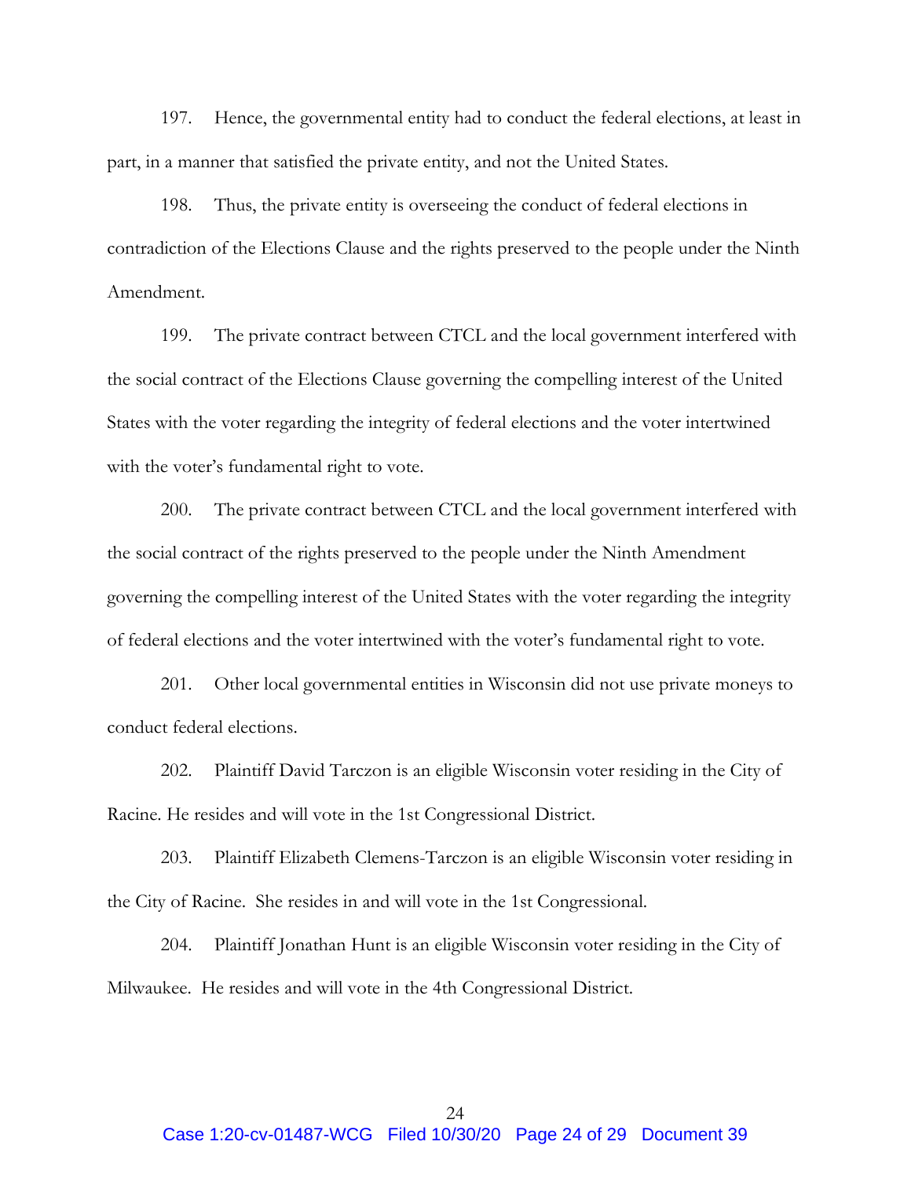197. Hence, the governmental entity had to conduct the federal elections, at least in part, in a manner that satisfied the private entity, and not the United States.

198. Thus, the private entity is overseeing the conduct of federal elections in contradiction of the Elections Clause and the rights preserved to the people under the Ninth Amendment.

199. The private contract between CTCL and the local government interfered with the social contract of the Elections Clause governing the compelling interest of the United States with the voter regarding the integrity of federal elections and the voter intertwined with the voter's fundamental right to vote.

200. The private contract between CTCL and the local government interfered with the social contract of the rights preserved to the people under the Ninth Amendment governing the compelling interest of the United States with the voter regarding the integrity of federal elections and the voter intertwined with the voter's fundamental right to vote.

201. Other local governmental entities in Wisconsin did not use private moneys to conduct federal elections.

202. Plaintiff David Tarczon is an eligible Wisconsin voter residing in the City of Racine. He resides and will vote in the 1st Congressional District.

203. Plaintiff Elizabeth Clemens-Tarczon is an eligible Wisconsin voter residing in the City of Racine. She resides in and will vote in the 1st Congressional.

204. Plaintiff Jonathan Hunt is an eligible Wisconsin voter residing in the City of Milwaukee. He resides and will vote in the 4th Congressional District.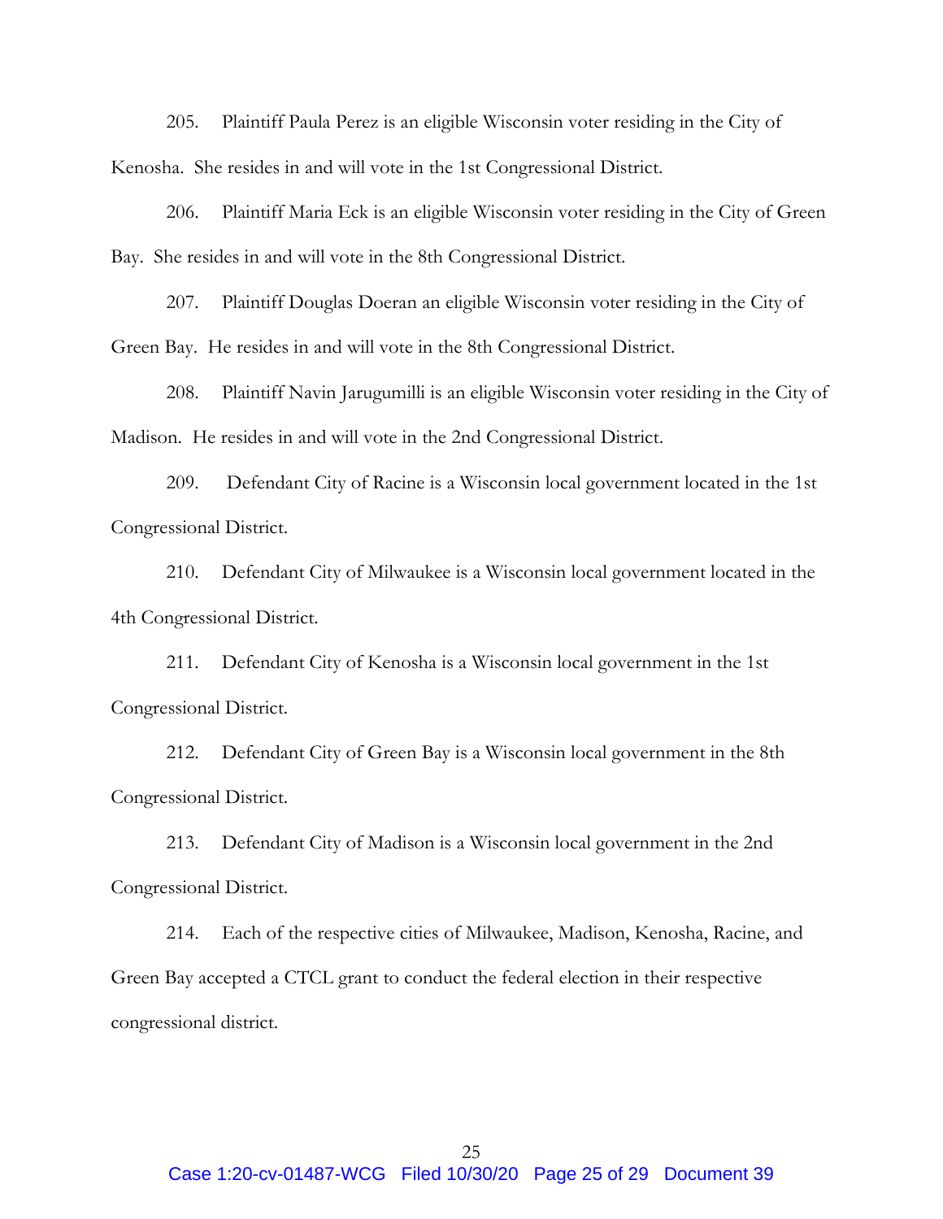205. Plaintiff Paula Perez is an eligible Wisconsin voter residing in the City of Kenosha. She resides in and will vote in the 1st Congressional District.

206. Plaintiff Maria Eck is an eligible Wisconsin voter residing in the City of Green Bay. She resides in and will vote in the 8th Congressional District.

207. Plaintiff Douglas Doeran an eligible Wisconsin voter residing in the City of Green Bay. He resides in and will vote in the 8th Congressional District.

208. Plaintiff Navin Jarugumilli is an eligible Wisconsin voter residing in the City of Madison. He resides in and will vote in the 2nd Congressional District.

209. Defendant City of Racine is a Wisconsin local government located in the 1st Congressional District.

210. Defendant City of Milwaukee is a Wisconsin local government located in the 4th Congressional District.

211. Defendant City of Kenosha is a Wisconsin local government in the 1st Congressional District.

212. Defendant City of Green Bay is a Wisconsin local government in the 8th Congressional District.

213. Defendant City of Madison is a Wisconsin local government in the 2nd Congressional District.

214. Each of the respective cities of Milwaukee, Madison, Kenosha, Racine, and Green Bay accepted a CTCL grant to conduct the federal election in their respective congressional district.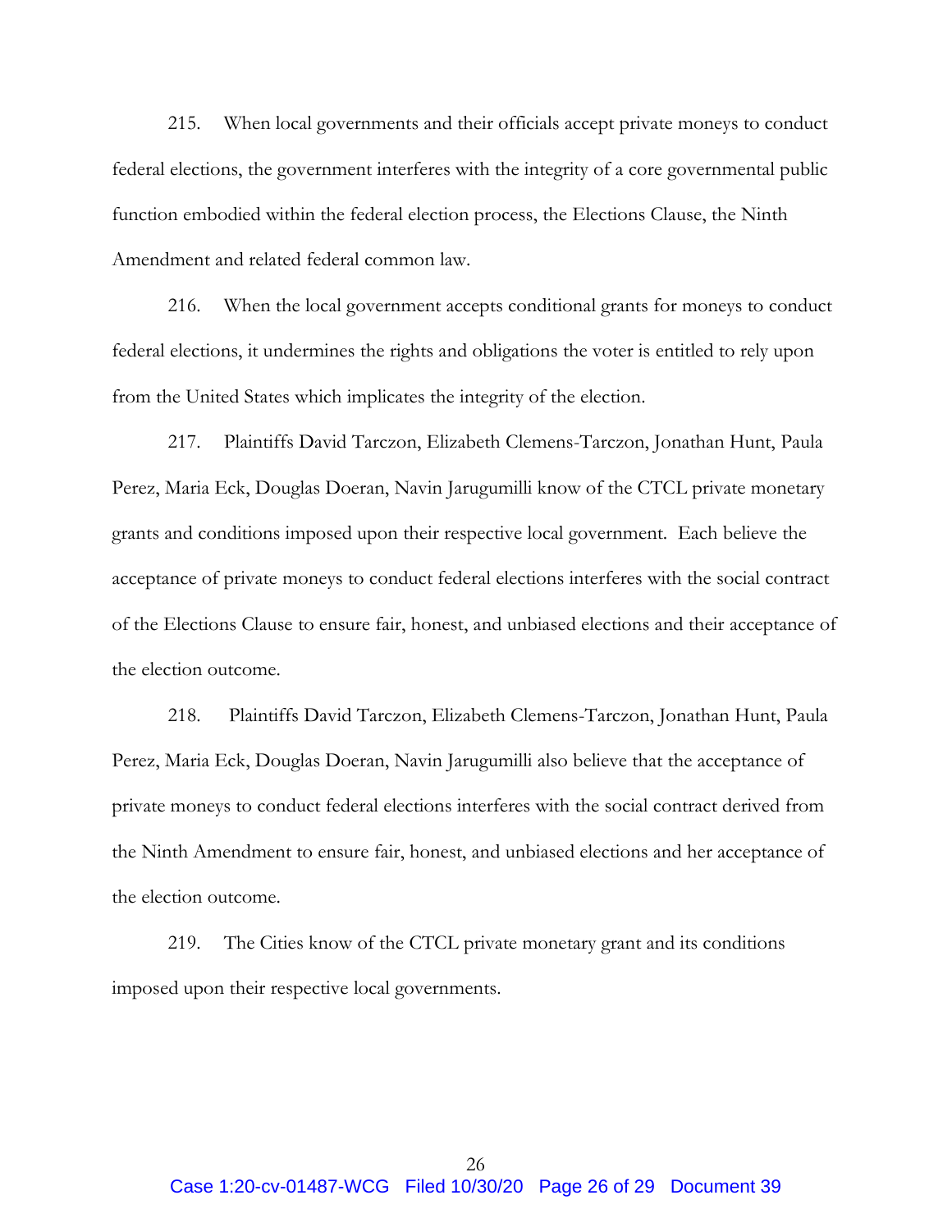215. When local governments and their officials accept private moneys to conduct federal elections, the government interferes with the integrity of a core governmental public function embodied within the federal election process, the Elections Clause, the Ninth Amendment and related federal common law.

216. When the local government accepts conditional grants for moneys to conduct federal elections, it undermines the rights and obligations the voter is entitled to rely upon from the United States which implicates the integrity of the election.

217. Plaintiffs David Tarczon, Elizabeth Clemens-Tarczon, Jonathan Hunt, Paula Perez, Maria Eck, Douglas Doeran, Navin Jarugumilli know of the CTCL private monetary grants and conditions imposed upon their respective local government. Each believe the acceptance of private moneys to conduct federal elections interferes with the social contract of the Elections Clause to ensure fair, honest, and unbiased elections and their acceptance of the election outcome.

218. Plaintiffs David Tarczon, Elizabeth Clemens-Tarczon, Jonathan Hunt, Paula Perez, Maria Eck, Douglas Doeran, Navin Jarugumilli also believe that the acceptance of private moneys to conduct federal elections interferes with the social contract derived from the Ninth Amendment to ensure fair, honest, and unbiased elections and her acceptance of the election outcome.

219. The Cities know of the CTCL private monetary grant and its conditions imposed upon their respective local governments.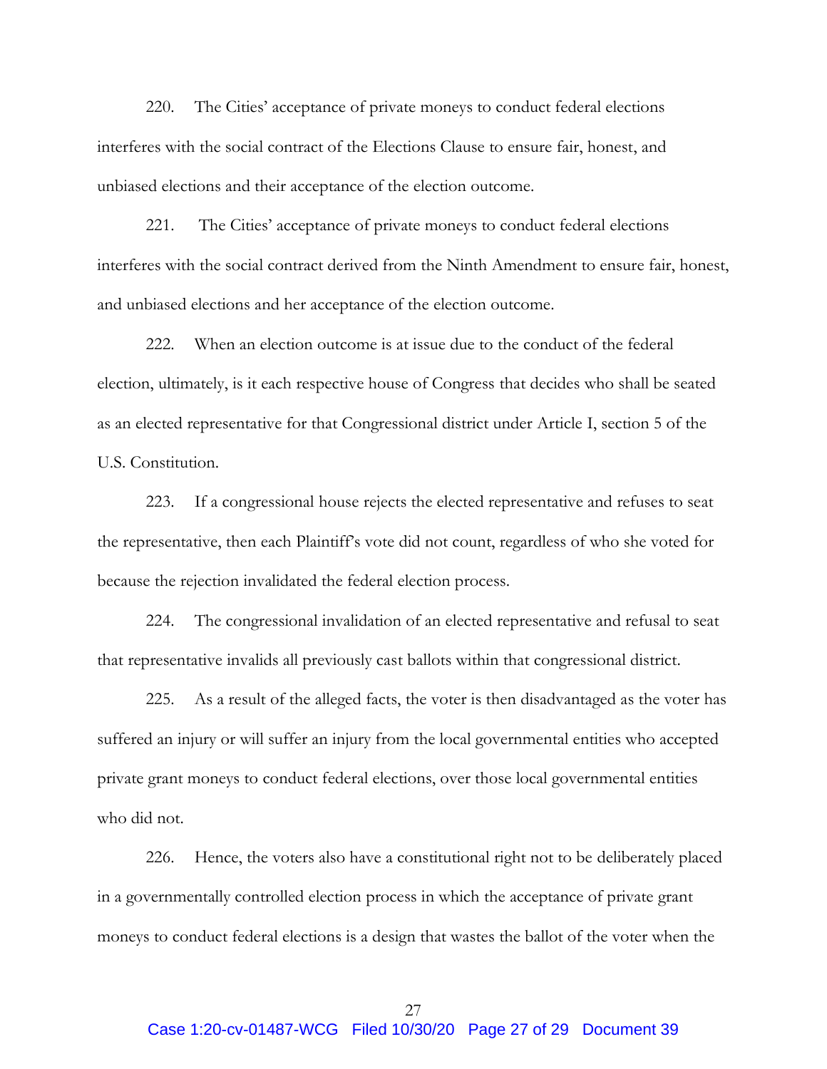220. The Cities' acceptance of private moneys to conduct federal elections interferes with the social contract of the Elections Clause to ensure fair, honest, and unbiased elections and their acceptance of the election outcome.

221. The Cities' acceptance of private moneys to conduct federal elections interferes with the social contract derived from the Ninth Amendment to ensure fair, honest, and unbiased elections and her acceptance of the election outcome.

222. When an election outcome is at issue due to the conduct of the federal election, ultimately, is it each respective house of Congress that decides who shall be seated as an elected representative for that Congressional district under Article I, section 5 of the U.S. Constitution.

223. If a congressional house rejects the elected representative and refuses to seat the representative, then each Plaintiff's vote did not count, regardless of who she voted for because the rejection invalidated the federal election process.

224. The congressional invalidation of an elected representative and refusal to seat that representative invalids all previously cast ballots within that congressional district.

225. As a result of the alleged facts, the voter is then disadvantaged as the voter has suffered an injury or will suffer an injury from the local governmental entities who accepted private grant moneys to conduct federal elections, over those local governmental entities who did not.

226. Hence, the voters also have a constitutional right not to be deliberately placed in a governmentally controlled election process in which the acceptance of private grant moneys to conduct federal elections is a design that wastes the ballot of the voter when the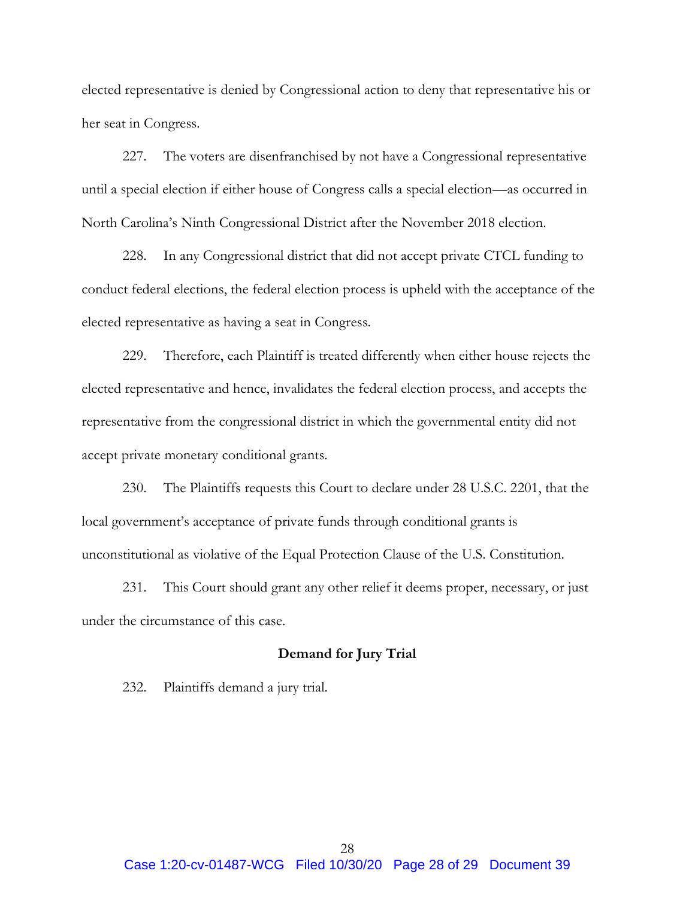elected representative is denied by Congressional action to deny that representative his or her seat in Congress.

227. The voters are disenfranchised by not have a Congressional representative until a special election if either house of Congress calls a special election—as occurred in North Carolina's Ninth Congressional District after the November 2018 election.

228. In any Congressional district that did not accept private CTCL funding to conduct federal elections, the federal election process is upheld with the acceptance of the elected representative as having a seat in Congress.

229. Therefore, each Plaintiff is treated differently when either house rejects the elected representative and hence, invalidates the federal election process, and accepts the representative from the congressional district in which the governmental entity did not accept private monetary conditional grants.

230. The Plaintiffs requests this Court to declare under 28 U.S.C. 2201, that the local government's acceptance of private funds through conditional grants is unconstitutional as violative of the Equal Protection Clause of the U.S. Constitution.

231. This Court should grant any other relief it deems proper, necessary, or just under the circumstance of this case.

**Demand for Jury Trial**

232. Plaintiffs demand a jury trial.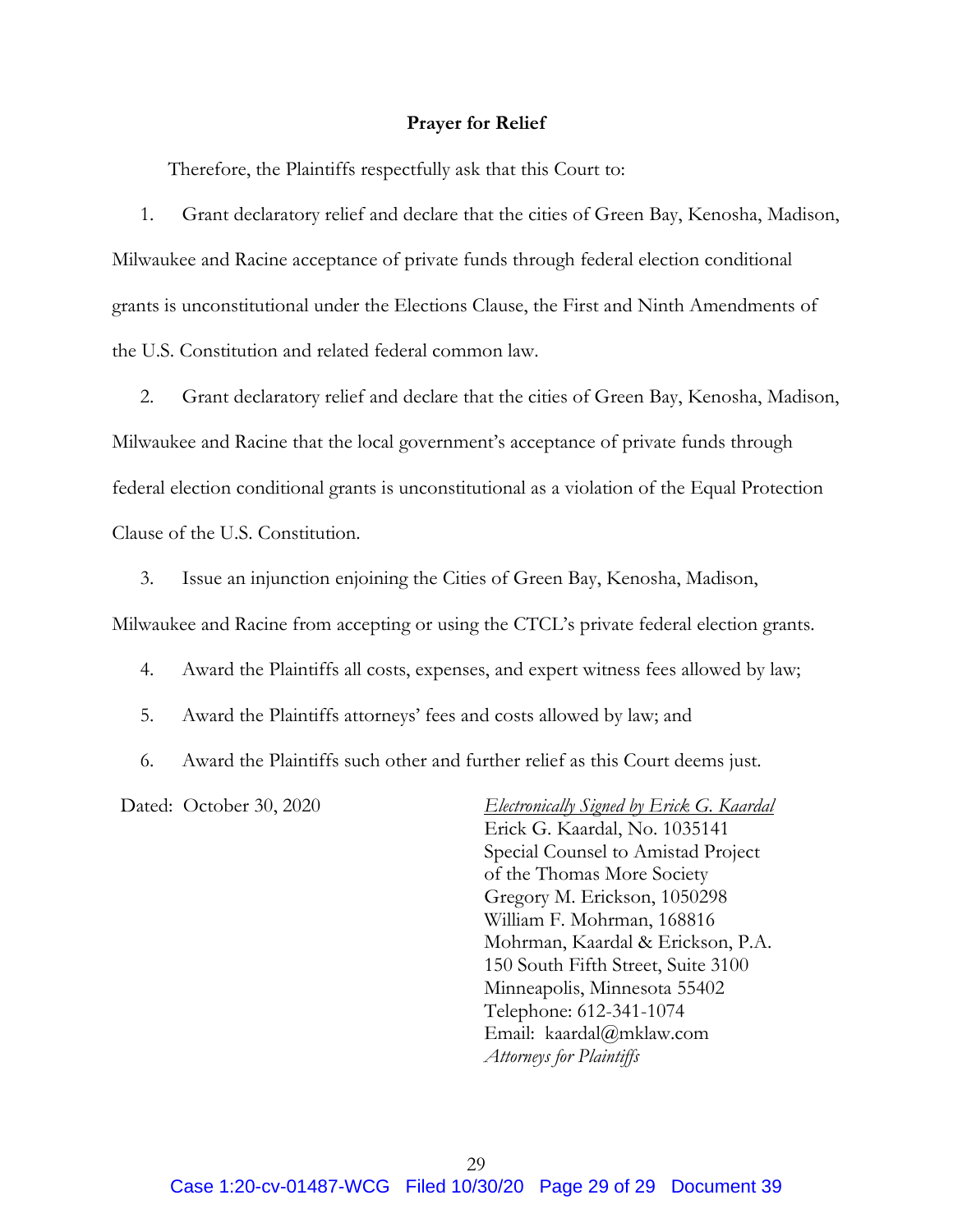**Prayer for Relief**

Therefore, the Plaintiffs respectfully ask that this Court to:

1. Grant declaratory relief and declare that the cities of Green Bay, Kenosha, Madison, Milwaukee and Racine acceptance of private funds through federal election conditional grants is unconstitutional under the Elections Clause, the First and Ninth Amendments of the U.S. Constitution and related federal common law.

2. Grant declaratory relief and declare that the cities of Green Bay, Kenosha, Madison, Milwaukee and Racine that the local government's acceptance of private funds through federal election conditional grants is unconstitutional as a violation of the Equal Protection Clause of the U.S. Constitution.

3. Issue an injunction enjoining the Cities of Green Bay, Kenosha, Madison, Milwaukee and Racine from accepting or using the CTCL's private federal election grants.

4. Award the Plaintiffs all costs, expenses, and expert witness fees allowed by law;

5. Award the Plaintiffs attorneys' fees and costs allowed by law; and

6. Award the Plaintiffs such other and further relief as this Court deems just.

Dated: October 30, 2020

*Electronically Signed by Erick G. Kaardal*
Erick G. Kaardal, No. 1035141
Special Counsel to Amistad Project
of the Thomas More Society
Gregory M. Erickson, 1050298
William F. Mohrman, 168816
Mohrman, Kaardal & Erickson, P.A.
150 South Fifth Street, Suite 3100
Minneapolis, Minnesota 55402
Telephone: 612-341-1074
Email: kaardal@mklaw.com
*Attorneys for Plaintiffs*